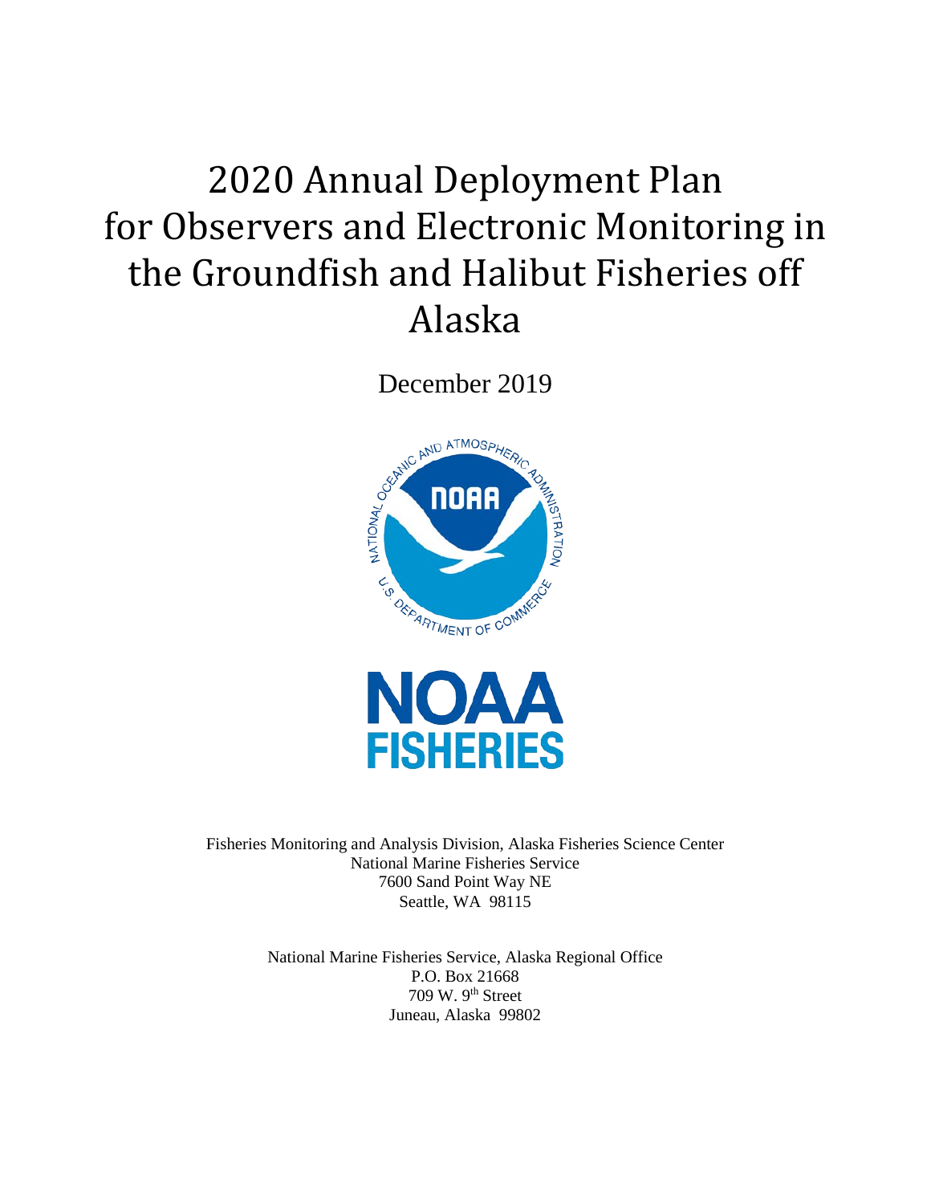# 2020 Annual Deployment Plan for Observers and Electronic Monitoring in the Groundfish and Halibut Fisheries off Alaska

December 2019

Fisheries Monitoring and Analysis Division, Alaska Fisheries Science Center
National Marine Fisheries Service
7600 Sand Point Way NE
Seattle, WA 98115

National Marine Fisheries Service, Alaska Regional Office
P.O. Box 21668
709 W. 9th Street
Juneau, Alaska 99802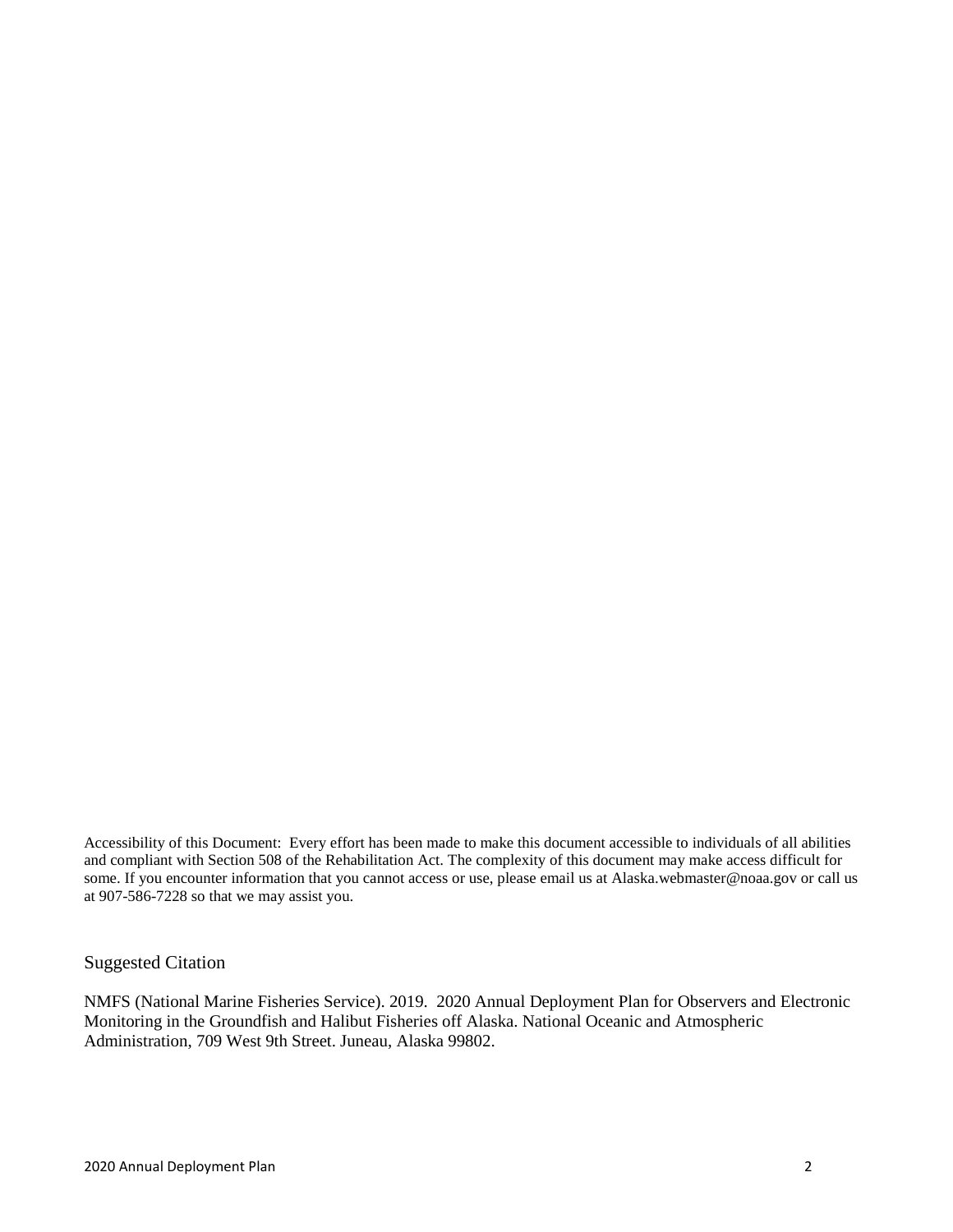Accessibility of this Document: Every effort has been made to make this document accessible to individuals of all abilities and compliant with Section 508 of the Rehabilitation Act. The complexity of this document may make access difficult for some. If you encounter information that you cannot access or use, please email us at Alaska.webmaster@noaa.gov or call us at 907-586-7228 so that we may assist you.

## Suggested Citation

NMFS (National Marine Fisheries Service). 2019. 2020 Annual Deployment Plan for Observers and Electronic Monitoring in the Groundfish and Halibut Fisheries off Alaska. National Oceanic and Atmospheric Administration, 709 West 9th Street. Juneau, Alaska 99802.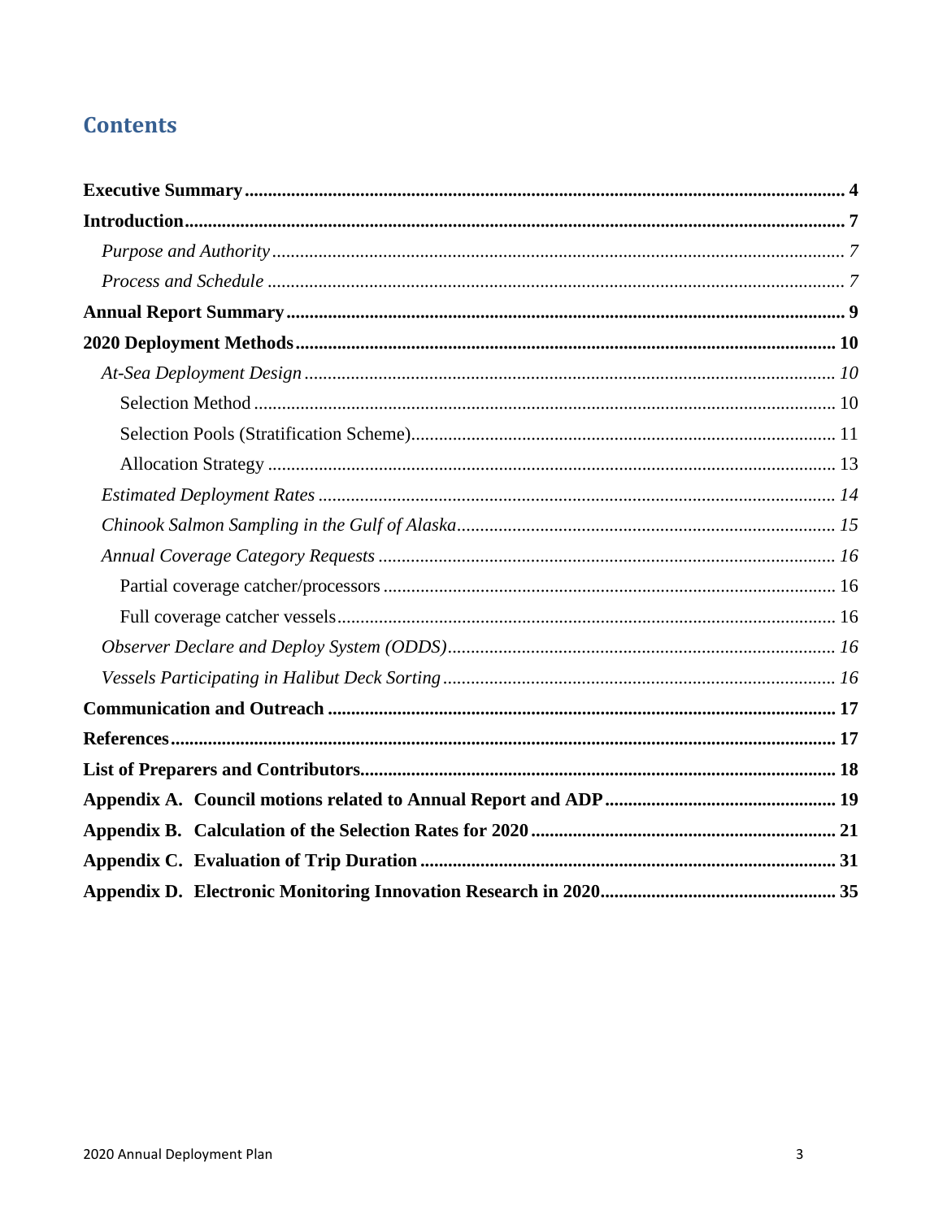## Contents

**Executive Summary** .......... **4**

**Introduction** .......... **7**

*Purpose and Authority* .......... *7*

*Process and Schedule* .......... *7*

**Annual Report Summary** .......... **9**

**2020 Deployment Methods** .......... **10**

*At-Sea Deployment Design* .......... *10*

Selection Method .......... 10

Selection Pools (Stratification Scheme) .......... 11

Allocation Strategy .......... 13

*Estimated Deployment Rates* .......... *14*

*Chinook Salmon Sampling in the Gulf of Alaska* .......... *15*

*Annual Coverage Category Requests* .......... *16*

Partial coverage catcher/processors .......... 16

Full coverage catcher vessels .......... 16

*Observer Declare and Deploy System (ODDS)* .......... *16*

*Vessels Participating in Halibut Deck Sorting* .......... *16*

**Communication and Outreach** .......... **17**

**References** .......... **17**

**List of Preparers and Contributors** .......... **18**

**Appendix A. Council motions related to Annual Report and ADP** .......... **19**

**Appendix B. Calculation of the Selection Rates for 2020** .......... **21**

**Appendix C. Evaluation of Trip Duration** .......... **31**

**Appendix D. Electronic Monitoring Innovation Research in 2020** .......... **35**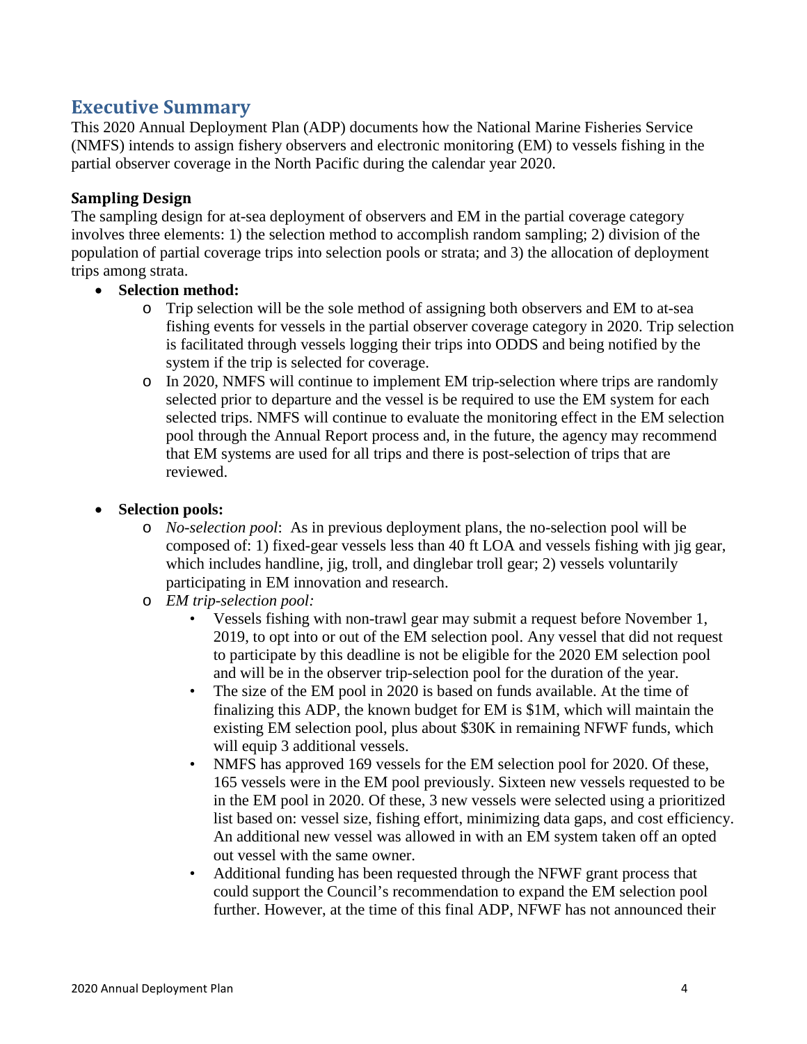## Executive Summary

This 2020 Annual Deployment Plan (ADP) documents how the National Marine Fisheries Service (NMFS) intends to assign fishery observers and electronic monitoring (EM) to vessels fishing in the partial observer coverage in the North Pacific during the calendar year 2020.

### Sampling Design

The sampling design for at-sea deployment of observers and EM in the partial coverage category involves three elements: 1) the selection method to accomplish random sampling; 2) division of the population of partial coverage trips into selection pools or strata; and 3) the allocation of deployment trips among strata.

- **Selection method:**
  - Trip selection will be the sole method of assigning both observers and EM to at-sea fishing events for vessels in the partial observer coverage category in 2020. Trip selection is facilitated through vessels logging their trips into ODDS and being notified by the system if the trip is selected for coverage.
  - In 2020, NMFS will continue to implement EM trip-selection where trips are randomly selected prior to departure and the vessel is be required to use the EM system for each selected trips. NMFS will continue to evaluate the monitoring effect in the EM selection pool through the Annual Report process and, in the future, the agency may recommend that EM systems are used for all trips and there is post-selection of trips that are reviewed.

- **Selection pools:**
  - *No-selection pool*: As in previous deployment plans, the no-selection pool will be composed of: 1) fixed-gear vessels less than 40 ft LOA and vessels fishing with jig gear, which includes handline, jig, troll, and dinglebar troll gear; 2) vessels voluntarily participating in EM innovation and research.
  - *EM trip-selection pool:*
    - Vessels fishing with non-trawl gear may submit a request before November 1, 2019, to opt into or out of the EM selection pool. Any vessel that did not request to participate by this deadline is not be eligible for the 2020 EM selection pool and will be in the observer trip-selection pool for the duration of the year.
    - The size of the EM pool in 2020 is based on funds available. At the time of finalizing this ADP, the known budget for EM is $1M, which will maintain the existing EM selection pool, plus about $30K in remaining NFWF funds, which will equip 3 additional vessels.
    - NMFS has approved 169 vessels for the EM selection pool for 2020. Of these, 165 vessels were in the EM pool previously. Sixteen new vessels requested to be in the EM pool in 2020. Of these, 3 new vessels were selected using a prioritized list based on: vessel size, fishing effort, minimizing data gaps, and cost efficiency. An additional new vessel was allowed in with an EM system taken off an opted out vessel with the same owner.
    - Additional funding has been requested through the NFWF grant process that could support the Council's recommendation to expand the EM selection pool further. However, at the time of this final ADP, NFWF has not announced their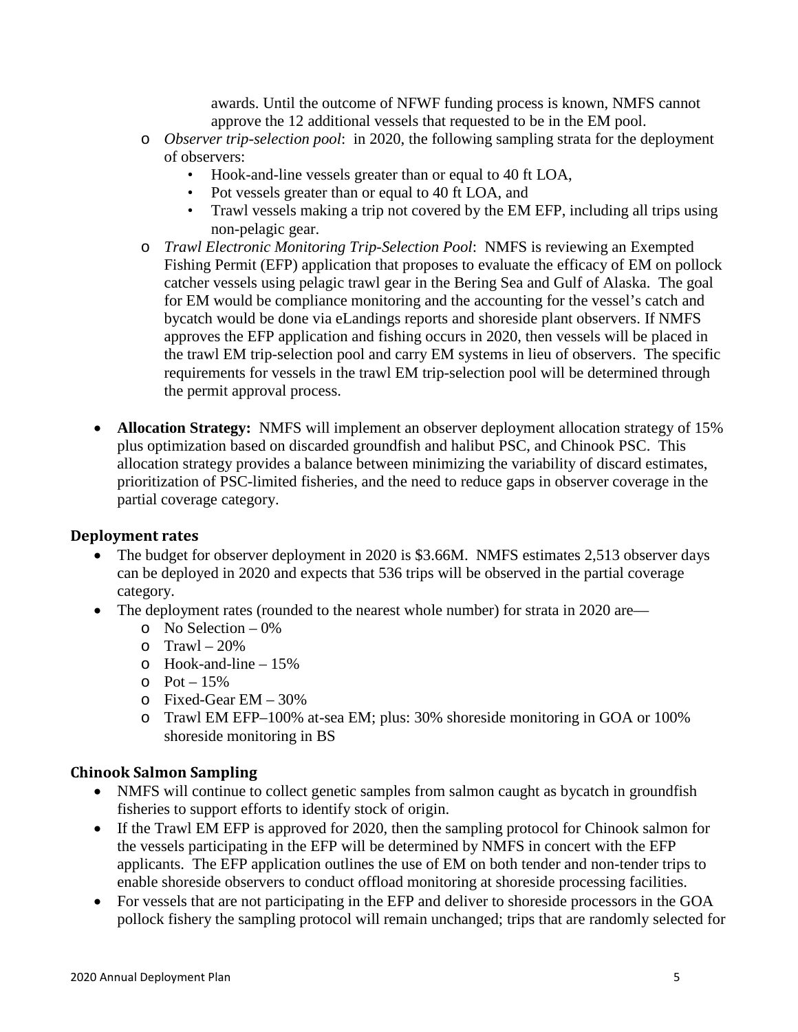awards. Until the outcome of NFWF funding process is known, NMFS cannot approve the 12 additional vessels that requested to be in the EM pool.

- *Observer trip-selection pool*: in 2020, the following sampling strata for the deployment of observers:
  - Hook-and-line vessels greater than or equal to 40 ft LOA,
  - Pot vessels greater than or equal to 40 ft LOA, and
  - Trawl vessels making a trip not covered by the EM EFP, including all trips using non-pelagic gear.
- *Trawl Electronic Monitoring Trip-Selection Pool*: NMFS is reviewing an Exempted Fishing Permit (EFP) application that proposes to evaluate the efficacy of EM on pollock catcher vessels using pelagic trawl gear in the Bering Sea and Gulf of Alaska. The goal for EM would be compliance monitoring and the accounting for the vessel's catch and bycatch would be done via eLandings reports and shoreside plant observers. If NMFS approves the EFP application and fishing occurs in 2020, then vessels will be placed in the trawl EM trip-selection pool and carry EM systems in lieu of observers. The specific requirements for vessels in the trawl EM trip-selection pool will be determined through the permit approval process.

- **Allocation Strategy:** NMFS will implement an observer deployment allocation strategy of 15% plus optimization based on discarded groundfish and halibut PSC, and Chinook PSC. This allocation strategy provides a balance between minimizing the variability of discard estimates, prioritization of PSC-limited fisheries, and the need to reduce gaps in observer coverage in the partial coverage category.

## Deployment rates

- The budget for observer deployment in 2020 is $3.66M. NMFS estimates 2,513 observer days can be deployed in 2020 and expects that 536 trips will be observed in the partial coverage category.
- The deployment rates (rounded to the nearest whole number) for strata in 2020 are—
  - No Selection – 0%
  - Trawl – 20%
  - Hook-and-line – 15%
  - Pot – 15%
  - Fixed-Gear EM – 30%
  - Trawl EM EFP–100% at-sea EM; plus: 30% shoreside monitoring in GOA or 100% shoreside monitoring in BS

## Chinook Salmon Sampling

- NMFS will continue to collect genetic samples from salmon caught as bycatch in groundfish fisheries to support efforts to identify stock of origin.
- If the Trawl EM EFP is approved for 2020, then the sampling protocol for Chinook salmon for the vessels participating in the EFP will be determined by NMFS in concert with the EFP applicants. The EFP application outlines the use of EM on both tender and non-tender trips to enable shoreside observers to conduct offload monitoring at shoreside processing facilities.
- For vessels that are not participating in the EFP and deliver to shoreside processors in the GOA pollock fishery the sampling protocol will remain unchanged; trips that are randomly selected for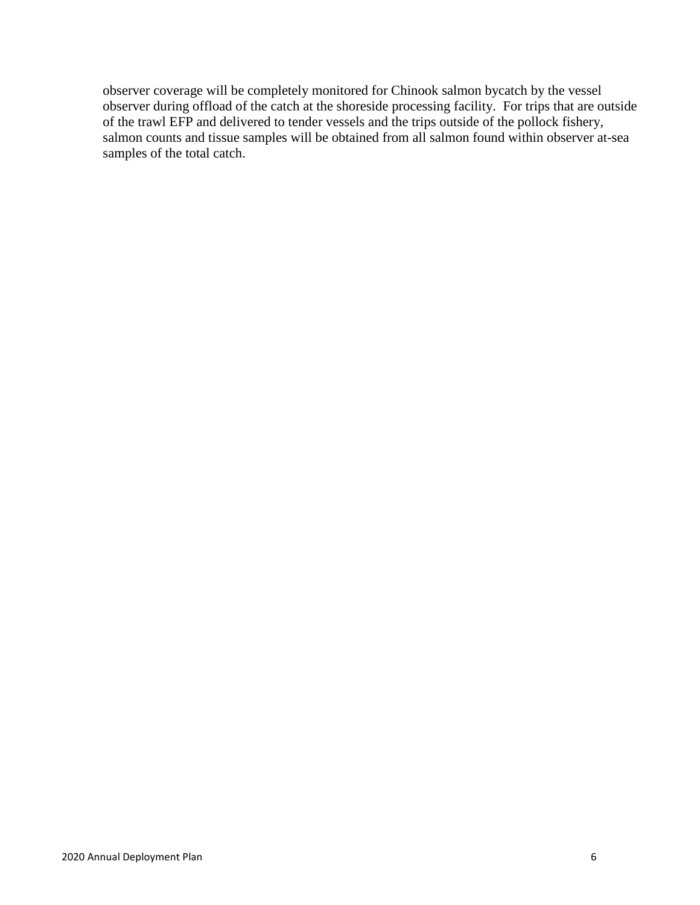observer coverage will be completely monitored for Chinook salmon bycatch by the vessel observer during offload of the catch at the shoreside processing facility. For trips that are outside of the trawl EFP and delivered to tender vessels and the trips outside of the pollock fishery, salmon counts and tissue samples will be obtained from all salmon found within observer at-sea samples of the total catch.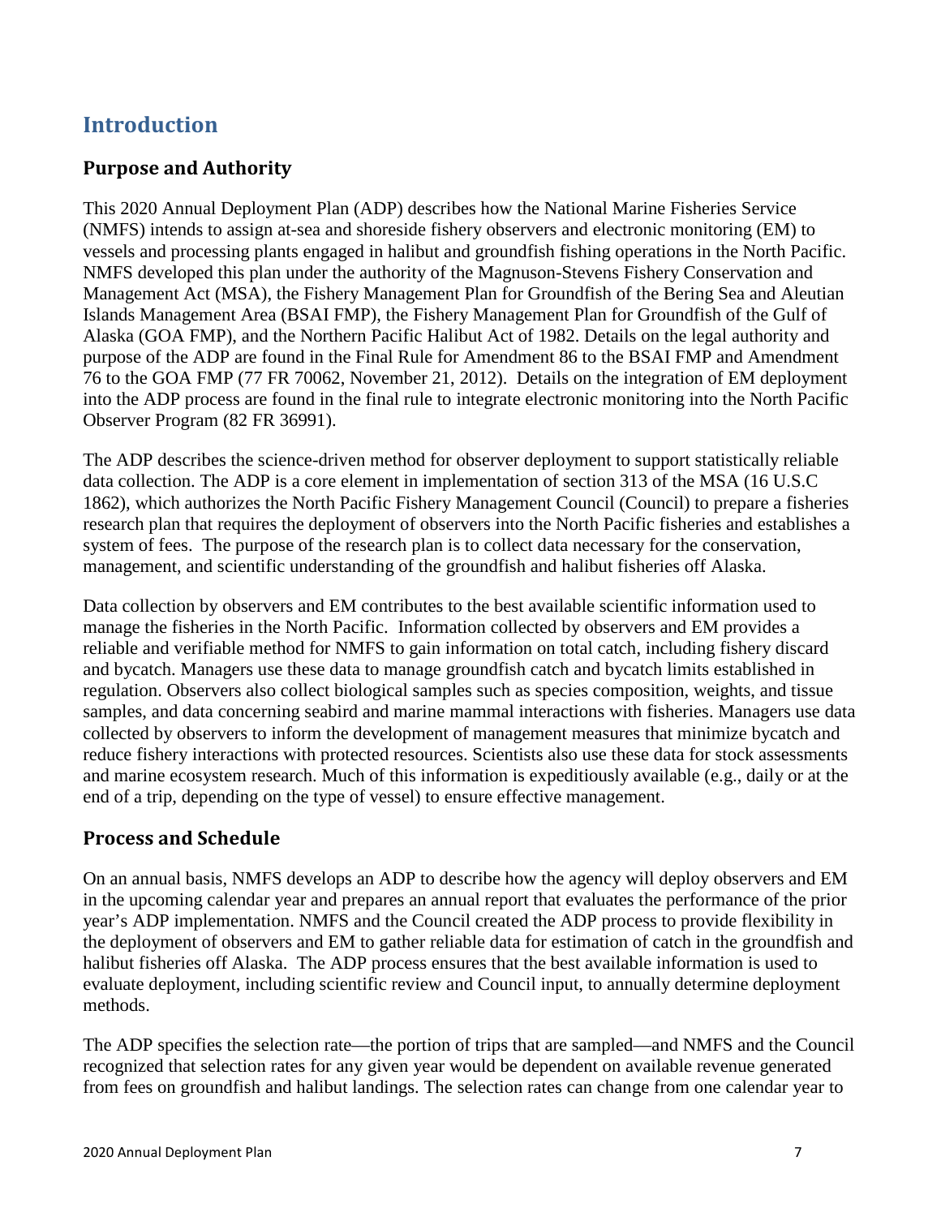# Introduction

## Purpose and Authority

This 2020 Annual Deployment Plan (ADP) describes how the National Marine Fisheries Service (NMFS) intends to assign at-sea and shoreside fishery observers and electronic monitoring (EM) to vessels and processing plants engaged in halibut and groundfish fishing operations in the North Pacific. NMFS developed this plan under the authority of the Magnuson-Stevens Fishery Conservation and Management Act (MSA), the Fishery Management Plan for Groundfish of the Bering Sea and Aleutian Islands Management Area (BSAI FMP), the Fishery Management Plan for Groundfish of the Gulf of Alaska (GOA FMP), and the Northern Pacific Halibut Act of 1982. Details on the legal authority and purpose of the ADP are found in the Final Rule for Amendment 86 to the BSAI FMP and Amendment 76 to the GOA FMP (77 FR 70062, November 21, 2012). Details on the integration of EM deployment into the ADP process are found in the final rule to integrate electronic monitoring into the North Pacific Observer Program (82 FR 36991).

The ADP describes the science-driven method for observer deployment to support statistically reliable data collection. The ADP is a core element in implementation of section 313 of the MSA (16 U.S.C 1862), which authorizes the North Pacific Fishery Management Council (Council) to prepare a fisheries research plan that requires the deployment of observers into the North Pacific fisheries and establishes a system of fees. The purpose of the research plan is to collect data necessary for the conservation, management, and scientific understanding of the groundfish and halibut fisheries off Alaska.

Data collection by observers and EM contributes to the best available scientific information used to manage the fisheries in the North Pacific. Information collected by observers and EM provides a reliable and verifiable method for NMFS to gain information on total catch, including fishery discard and bycatch. Managers use these data to manage groundfish catch and bycatch limits established in regulation. Observers also collect biological samples such as species composition, weights, and tissue samples, and data concerning seabird and marine mammal interactions with fisheries. Managers use data collected by observers to inform the development of management measures that minimize bycatch and reduce fishery interactions with protected resources. Scientists also use these data for stock assessments and marine ecosystem research. Much of this information is expeditiously available (e.g., daily or at the end of a trip, depending on the type of vessel) to ensure effective management.

## Process and Schedule

On an annual basis, NMFS develops an ADP to describe how the agency will deploy observers and EM in the upcoming calendar year and prepares an annual report that evaluates the performance of the prior year's ADP implementation. NMFS and the Council created the ADP process to provide flexibility in the deployment of observers and EM to gather reliable data for estimation of catch in the groundfish and halibut fisheries off Alaska. The ADP process ensures that the best available information is used to evaluate deployment, including scientific review and Council input, to annually determine deployment methods.

The ADP specifies the selection rate—the portion of trips that are sampled—and NMFS and the Council recognized that selection rates for any given year would be dependent on available revenue generated from fees on groundfish and halibut landings. The selection rates can change from one calendar year to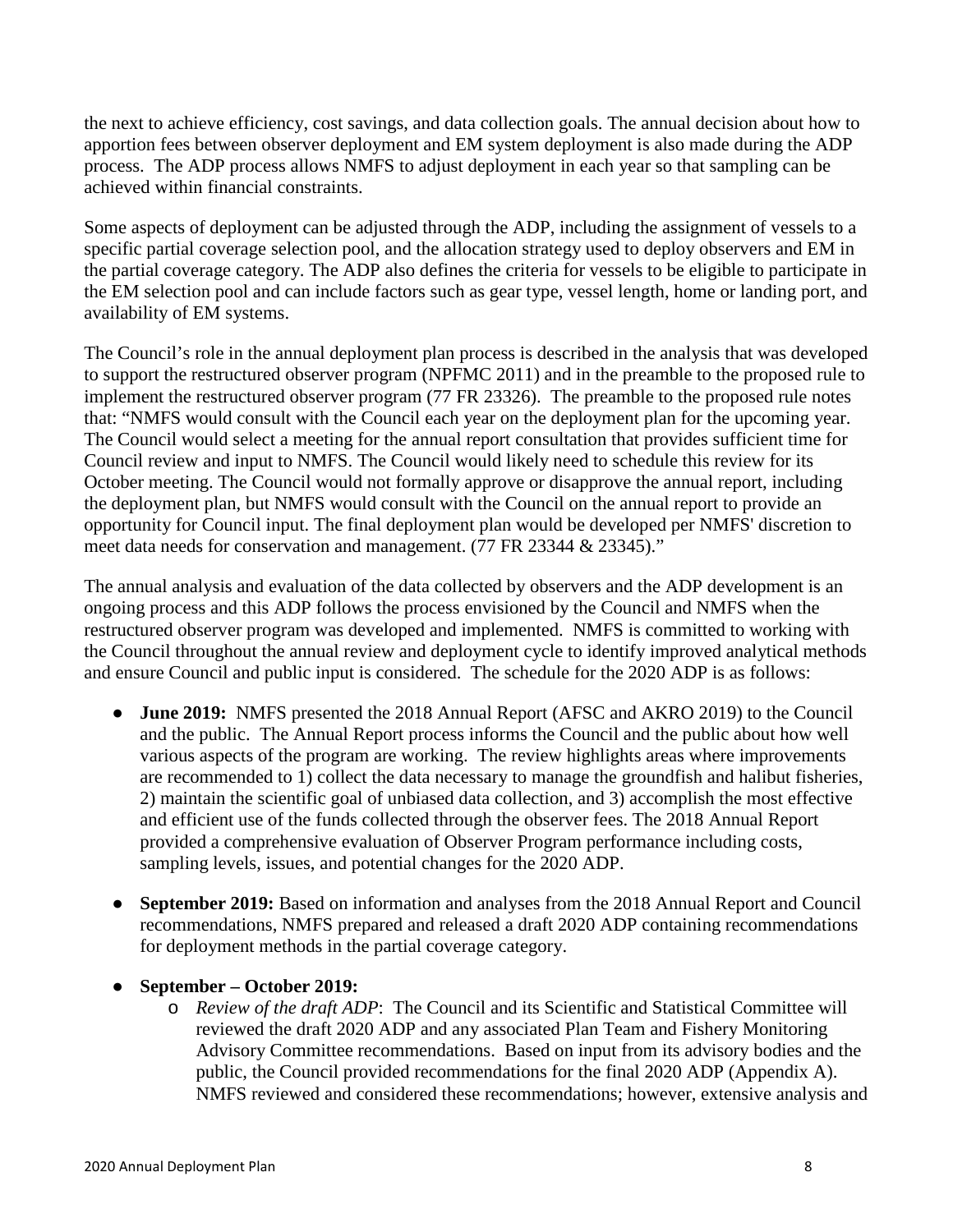the next to achieve efficiency, cost savings, and data collection goals. The annual decision about how to apportion fees between observer deployment and EM system deployment is also made during the ADP process. The ADP process allows NMFS to adjust deployment in each year so that sampling can be achieved within financial constraints.

Some aspects of deployment can be adjusted through the ADP, including the assignment of vessels to a specific partial coverage selection pool, and the allocation strategy used to deploy observers and EM in the partial coverage category. The ADP also defines the criteria for vessels to be eligible to participate in the EM selection pool and can include factors such as gear type, vessel length, home or landing port, and availability of EM systems.

The Council's role in the annual deployment plan process is described in the analysis that was developed to support the restructured observer program (NPFMC 2011) and in the preamble to the proposed rule to implement the restructured observer program (77 FR 23326). The preamble to the proposed rule notes that: "NMFS would consult with the Council each year on the deployment plan for the upcoming year. The Council would select a meeting for the annual report consultation that provides sufficient time for Council review and input to NMFS. The Council would likely need to schedule this review for its October meeting. The Council would not formally approve or disapprove the annual report, including the deployment plan, but NMFS would consult with the Council on the annual report to provide an opportunity for Council input. The final deployment plan would be developed per NMFS' discretion to meet data needs for conservation and management. (77 FR 23344 & 23345)."

The annual analysis and evaluation of the data collected by observers and the ADP development is an ongoing process and this ADP follows the process envisioned by the Council and NMFS when the restructured observer program was developed and implemented. NMFS is committed to working with the Council throughout the annual review and deployment cycle to identify improved analytical methods and ensure Council and public input is considered. The schedule for the 2020 ADP is as follows:

- **June 2019:** NMFS presented the 2018 Annual Report (AFSC and AKRO 2019) to the Council and the public. The Annual Report process informs the Council and the public about how well various aspects of the program are working. The review highlights areas where improvements are recommended to 1) collect the data necessary to manage the groundfish and halibut fisheries, 2) maintain the scientific goal of unbiased data collection, and 3) accomplish the most effective and efficient use of the funds collected through the observer fees. The 2018 Annual Report provided a comprehensive evaluation of Observer Program performance including costs, sampling levels, issues, and potential changes for the 2020 ADP.

- **September 2019:** Based on information and analyses from the 2018 Annual Report and Council recommendations, NMFS prepared and released a draft 2020 ADP containing recommendations for deployment methods in the partial coverage category.

- **September – October 2019:**
  - *Review of the draft ADP*: The Council and its Scientific and Statistical Committee will reviewed the draft 2020 ADP and any associated Plan Team and Fishery Monitoring Advisory Committee recommendations. Based on input from its advisory bodies and the public, the Council provided recommendations for the final 2020 ADP (Appendix A). NMFS reviewed and considered these recommendations; however, extensive analysis and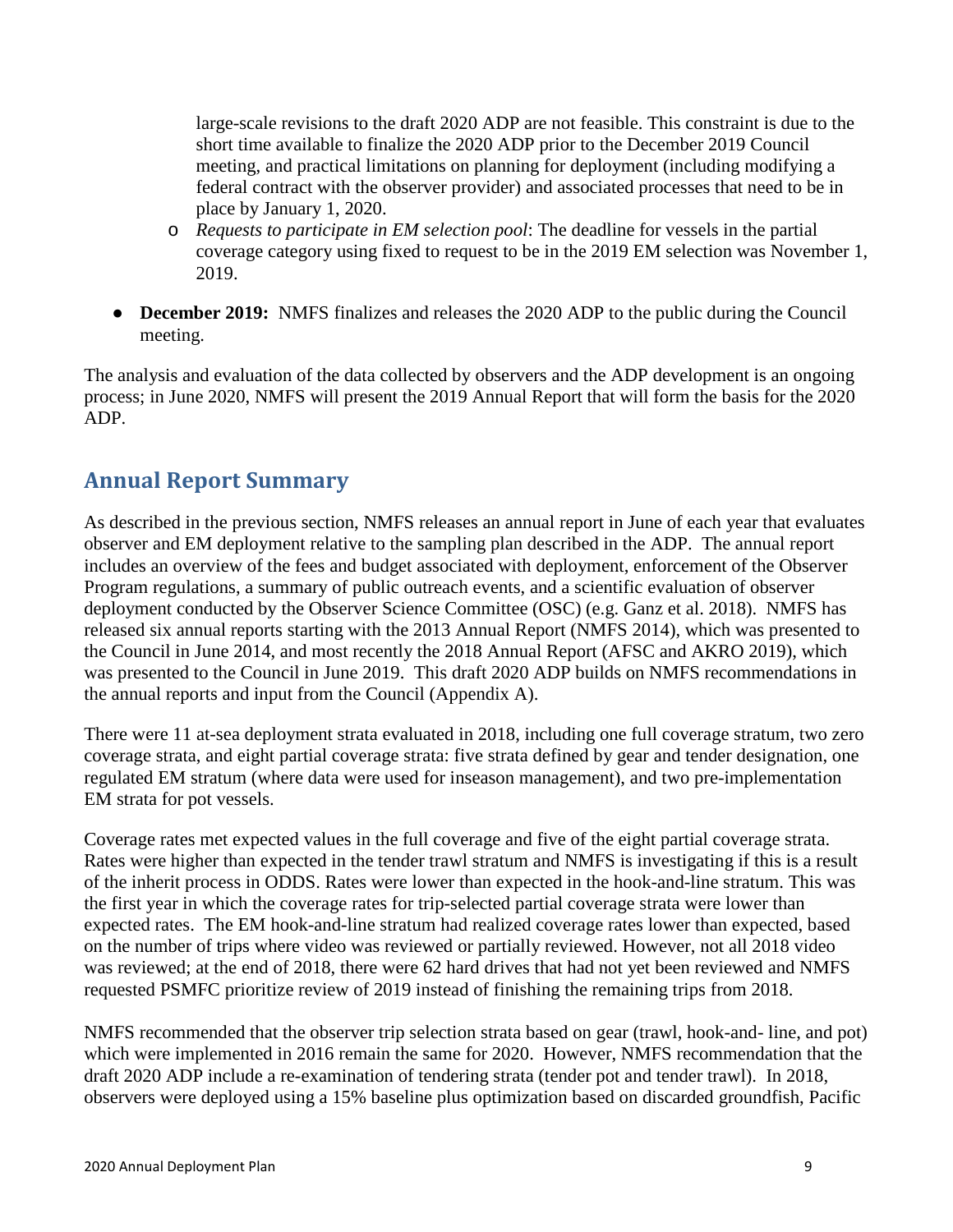large-scale revisions to the draft 2020 ADP are not feasible. This constraint is due to the short time available to finalize the 2020 ADP prior to the December 2019 Council meeting, and practical limitations on planning for deployment (including modifying a federal contract with the observer provider) and associated processes that need to be in place by January 1, 2020.

   - *Requests to participate in EM selection pool*: The deadline for vessels in the partial coverage category using fixed to request to be in the 2019 EM selection was November 1, 2019.

- **December 2019:** NMFS finalizes and releases the 2020 ADP to the public during the Council meeting.

The analysis and evaluation of the data collected by observers and the ADP development is an ongoing process; in June 2020, NMFS will present the 2019 Annual Report that will form the basis for the 2020 ADP.

## Annual Report Summary

As described in the previous section, NMFS releases an annual report in June of each year that evaluates observer and EM deployment relative to the sampling plan described in the ADP. The annual report includes an overview of the fees and budget associated with deployment, enforcement of the Observer Program regulations, a summary of public outreach events, and a scientific evaluation of observer deployment conducted by the Observer Science Committee (OSC) (e.g. Ganz et al. 2018). NMFS has released six annual reports starting with the 2013 Annual Report (NMFS 2014), which was presented to the Council in June 2014, and most recently the 2018 Annual Report (AFSC and AKRO 2019), which was presented to the Council in June 2019. This draft 2020 ADP builds on NMFS recommendations in the annual reports and input from the Council (Appendix A).

There were 11 at-sea deployment strata evaluated in 2018, including one full coverage stratum, two zero coverage strata, and eight partial coverage strata: five strata defined by gear and tender designation, one regulated EM stratum (where data were used for inseason management), and two pre-implementation EM strata for pot vessels.

Coverage rates met expected values in the full coverage and five of the eight partial coverage strata. Rates were higher than expected in the tender trawl stratum and NMFS is investigating if this is a result of the inherit process in ODDS. Rates were lower than expected in the hook-and-line stratum. This was the first year in which the coverage rates for trip-selected partial coverage strata were lower than expected rates. The EM hook-and-line stratum had realized coverage rates lower than expected, based on the number of trips where video was reviewed or partially reviewed. However, not all 2018 video was reviewed; at the end of 2018, there were 62 hard drives that had not yet been reviewed and NMFS requested PSMFC prioritize review of 2019 instead of finishing the remaining trips from 2018.

NMFS recommended that the observer trip selection strata based on gear (trawl, hook-and- line, and pot) which were implemented in 2016 remain the same for 2020. However, NMFS recommendation that the draft 2020 ADP include a re-examination of tendering strata (tender pot and tender trawl). In 2018, observers were deployed using a 15% baseline plus optimization based on discarded groundfish, Pacific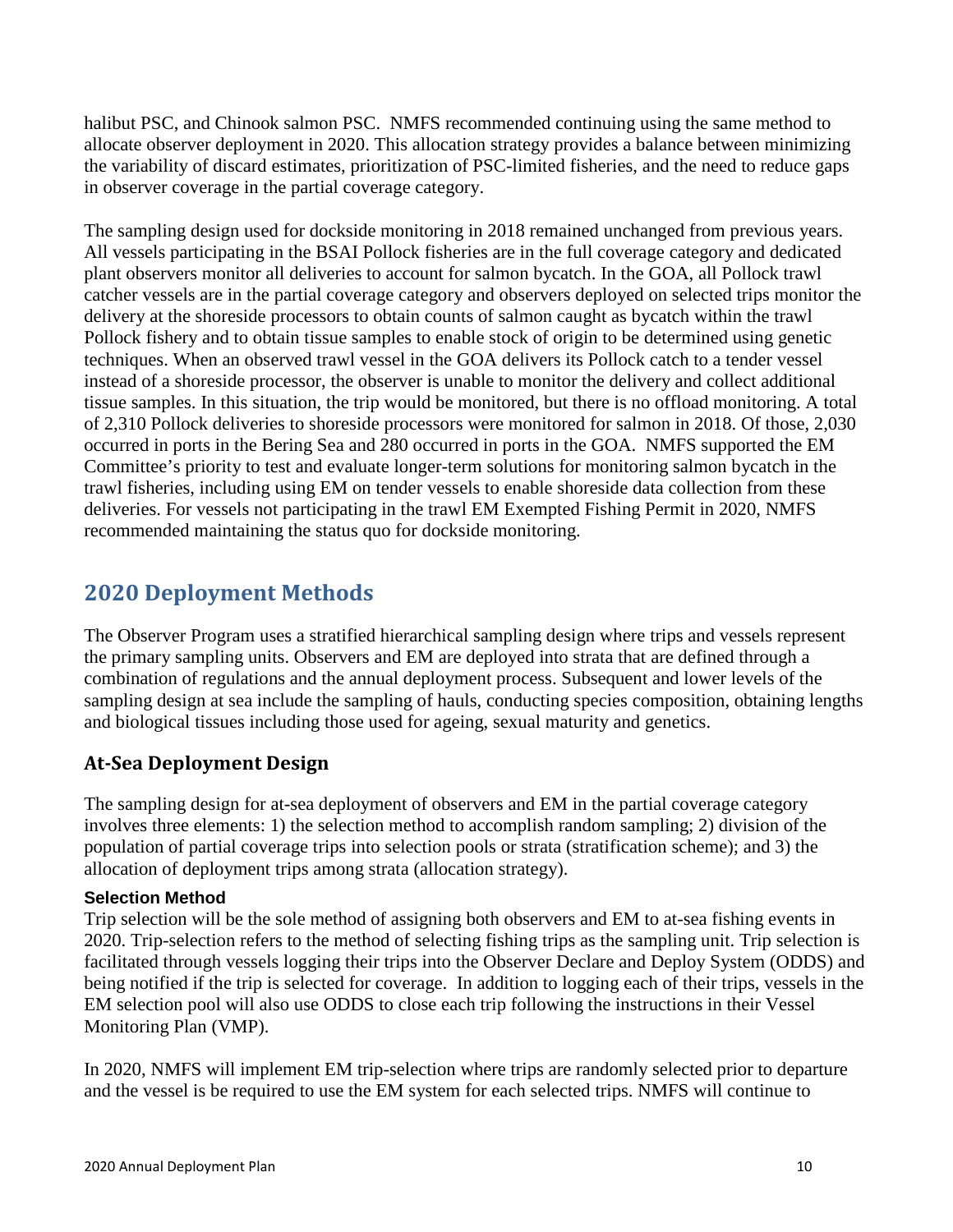halibut PSC, and Chinook salmon PSC. NMFS recommended continuing using the same method to allocate observer deployment in 2020. This allocation strategy provides a balance between minimizing the variability of discard estimates, prioritization of PSC-limited fisheries, and the need to reduce gaps in observer coverage in the partial coverage category.

The sampling design used for dockside monitoring in 2018 remained unchanged from previous years. All vessels participating in the BSAI Pollock fisheries are in the full coverage category and dedicated plant observers monitor all deliveries to account for salmon bycatch. In the GOA, all Pollock trawl catcher vessels are in the partial coverage category and observers deployed on selected trips monitor the delivery at the shoreside processors to obtain counts of salmon caught as bycatch within the trawl Pollock fishery and to obtain tissue samples to enable stock of origin to be determined using genetic techniques. When an observed trawl vessel in the GOA delivers its Pollock catch to a tender vessel instead of a shoreside processor, the observer is unable to monitor the delivery and collect additional tissue samples. In this situation, the trip would be monitored, but there is no offload monitoring. A total of 2,310 Pollock deliveries to shoreside processors were monitored for salmon in 2018. Of those, 2,030 occurred in ports in the Bering Sea and 280 occurred in ports in the GOA. NMFS supported the EM Committee's priority to test and evaluate longer-term solutions for monitoring salmon bycatch in the trawl fisheries, including using EM on tender vessels to enable shoreside data collection from these deliveries. For vessels not participating in the trawl EM Exempted Fishing Permit in 2020, NMFS recommended maintaining the status quo for dockside monitoring.

## 2020 Deployment Methods

The Observer Program uses a stratified hierarchical sampling design where trips and vessels represent the primary sampling units. Observers and EM are deployed into strata that are defined through a combination of regulations and the annual deployment process. Subsequent and lower levels of the sampling design at sea include the sampling of hauls, conducting species composition, obtaining lengths and biological tissues including those used for ageing, sexual maturity and genetics.

### At-Sea Deployment Design

The sampling design for at-sea deployment of observers and EM in the partial coverage category involves three elements: 1) the selection method to accomplish random sampling; 2) division of the population of partial coverage trips into selection pools or strata (stratification scheme); and 3) the allocation of deployment trips among strata (allocation strategy).

#### Selection Method

Trip selection will be the sole method of assigning both observers and EM to at-sea fishing events in 2020. Trip-selection refers to the method of selecting fishing trips as the sampling unit. Trip selection is facilitated through vessels logging their trips into the Observer Declare and Deploy System (ODDS) and being notified if the trip is selected for coverage. In addition to logging each of their trips, vessels in the EM selection pool will also use ODDS to close each trip following the instructions in their Vessel Monitoring Plan (VMP).

In 2020, NMFS will implement EM trip-selection where trips are randomly selected prior to departure and the vessel is be required to use the EM system for each selected trips. NMFS will continue to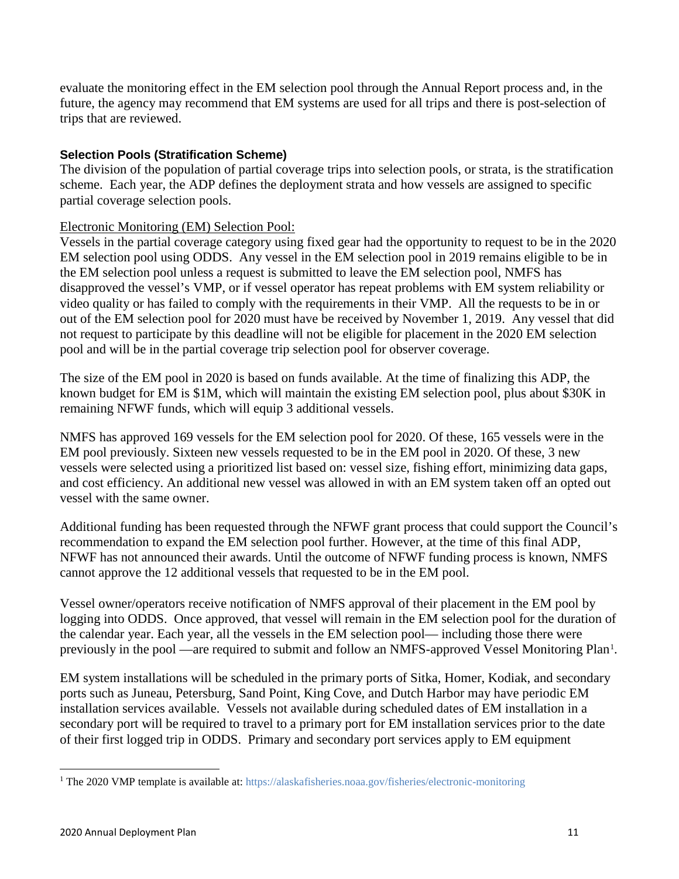evaluate the monitoring effect in the EM selection pool through the Annual Report process and, in the future, the agency may recommend that EM systems are used for all trips and there is post-selection of trips that are reviewed.

### Selection Pools (Stratification Scheme)

The division of the population of partial coverage trips into selection pools, or strata, is the stratification scheme. Each year, the ADP defines the deployment strata and how vessels are assigned to specific partial coverage selection pools.

Electronic Monitoring (EM) Selection Pool:

Vessels in the partial coverage category using fixed gear had the opportunity to request to be in the 2020 EM selection pool using ODDS. Any vessel in the EM selection pool in 2019 remains eligible to be in the EM selection pool unless a request is submitted to leave the EM selection pool, NMFS has disapproved the vessel's VMP, or if vessel operator has repeat problems with EM system reliability or video quality or has failed to comply with the requirements in their VMP. All the requests to be in or out of the EM selection pool for 2020 must have be received by November 1, 2019. Any vessel that did not request to participate by this deadline will not be eligible for placement in the 2020 EM selection pool and will be in the partial coverage trip selection pool for observer coverage.

The size of the EM pool in 2020 is based on funds available. At the time of finalizing this ADP, the known budget for EM is $1M, which will maintain the existing EM selection pool, plus about $30K in remaining NFWF funds, which will equip 3 additional vessels.

NMFS has approved 169 vessels for the EM selection pool for 2020. Of these, 165 vessels were in the EM pool previously. Sixteen new vessels requested to be in the EM pool in 2020. Of these, 3 new vessels were selected using a prioritized list based on: vessel size, fishing effort, minimizing data gaps, and cost efficiency. An additional new vessel was allowed in with an EM system taken off an opted out vessel with the same owner.

Additional funding has been requested through the NFWF grant process that could support the Council's recommendation to expand the EM selection pool further. However, at the time of this final ADP, NFWF has not announced their awards. Until the outcome of NFWF funding process is known, NMFS cannot approve the 12 additional vessels that requested to be in the EM pool.

Vessel owner/operators receive notification of NMFS approval of their placement in the EM pool by logging into ODDS. Once approved, that vessel will remain in the EM selection pool for the duration of the calendar year. Each year, all the vessels in the EM selection pool— including those there were previously in the pool —are required to submit and follow an NMFS-approved Vessel Monitoring Plan[1].

EM system installations will be scheduled in the primary ports of Sitka, Homer, Kodiak, and secondary ports such as Juneau, Petersburg, Sand Point, King Cove, and Dutch Harbor may have periodic EM installation services available. Vessels not available during scheduled dates of EM installation in a secondary port will be required to travel to a primary port for EM installation services prior to the date of their first logged trip in ODDS. Primary and secondary port services apply to EM equipment

---

[1] The 2020 VMP template is available at: https://alaskafisheries.noaa.gov/fisheries/electronic-monitoring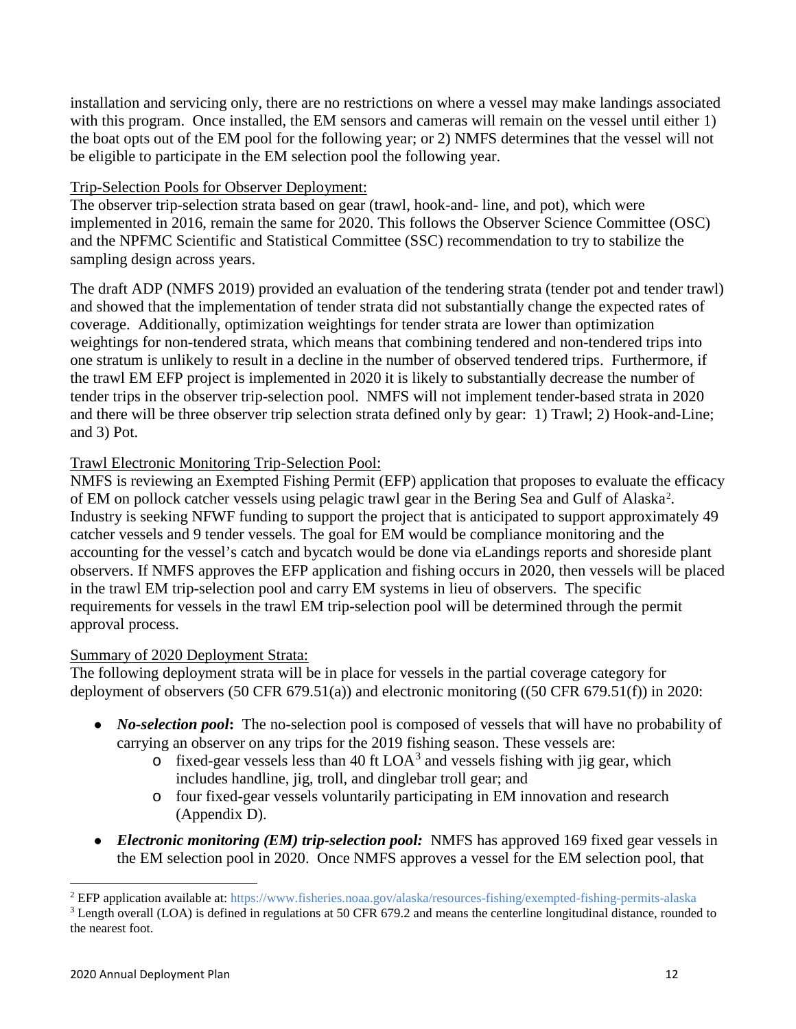installation and servicing only, there are no restrictions on where a vessel may make landings associated with this program. Once installed, the EM sensors and cameras will remain on the vessel until either 1) the boat opts out of the EM pool for the following year; or 2) NMFS determines that the vessel will not be eligible to participate in the EM selection pool the following year.

Trip-Selection Pools for Observer Deployment:

The observer trip-selection strata based on gear (trawl, hook-and- line, and pot), which were implemented in 2016, remain the same for 2020. This follows the Observer Science Committee (OSC) and the NPFMC Scientific and Statistical Committee (SSC) recommendation to try to stabilize the sampling design across years.

The draft ADP (NMFS 2019) provided an evaluation of the tendering strata (tender pot and tender trawl) and showed that the implementation of tender strata did not substantially change the expected rates of coverage. Additionally, optimization weightings for tender strata are lower than optimization weightings for non-tendered strata, which means that combining tendered and non-tendered trips into one stratum is unlikely to result in a decline in the number of observed tendered trips. Furthermore, if the trawl EM EFP project is implemented in 2020 it is likely to substantially decrease the number of tender trips in the observer trip-selection pool. NMFS will not implement tender-based strata in 2020 and there will be three observer trip selection strata defined only by gear: 1) Trawl; 2) Hook-and-Line; and 3) Pot.

Trawl Electronic Monitoring Trip-Selection Pool:

NMFS is reviewing an Exempted Fishing Permit (EFP) application that proposes to evaluate the efficacy of EM on pollock catcher vessels using pelagic trawl gear in the Bering Sea and Gulf of Alaska[2]. Industry is seeking NFWF funding to support the project that is anticipated to support approximately 49 catcher vessels and 9 tender vessels. The goal for EM would be compliance monitoring and the accounting for the vessel's catch and bycatch would be done via eLandings reports and shoreside plant observers. If NMFS approves the EFP application and fishing occurs in 2020, then vessels will be placed in the trawl EM trip-selection pool and carry EM systems in lieu of observers. The specific requirements for vessels in the trawl EM trip-selection pool will be determined through the permit approval process.

Summary of 2020 Deployment Strata:

The following deployment strata will be in place for vessels in the partial coverage category for deployment of observers (50 CFR 679.51(a)) and electronic monitoring ((50 CFR 679.51(f)) in 2020:

- ***No-selection pool*:** The no-selection pool is composed of vessels that will have no probability of carrying an observer on any trips for the 2019 fishing season. These vessels are:
  - fixed-gear vessels less than 40 ft LOA[3] and vessels fishing with jig gear, which includes handline, jig, troll, and dinglebar troll gear; and
  - four fixed-gear vessels voluntarily participating in EM innovation and research (Appendix D).
- ***Electronic monitoring (EM) trip-selection pool:*** NMFS has approved 169 fixed gear vessels in the EM selection pool in 2020. Once NMFS approves a vessel for the EM selection pool, that

[2] EFP application available at: https://www.fisheries.noaa.gov/alaska/resources-fishing/exempted-fishing-permits-alaska

[3] Length overall (LOA) is defined in regulations at 50 CFR 679.2 and means the centerline longitudinal distance, rounded to the nearest foot.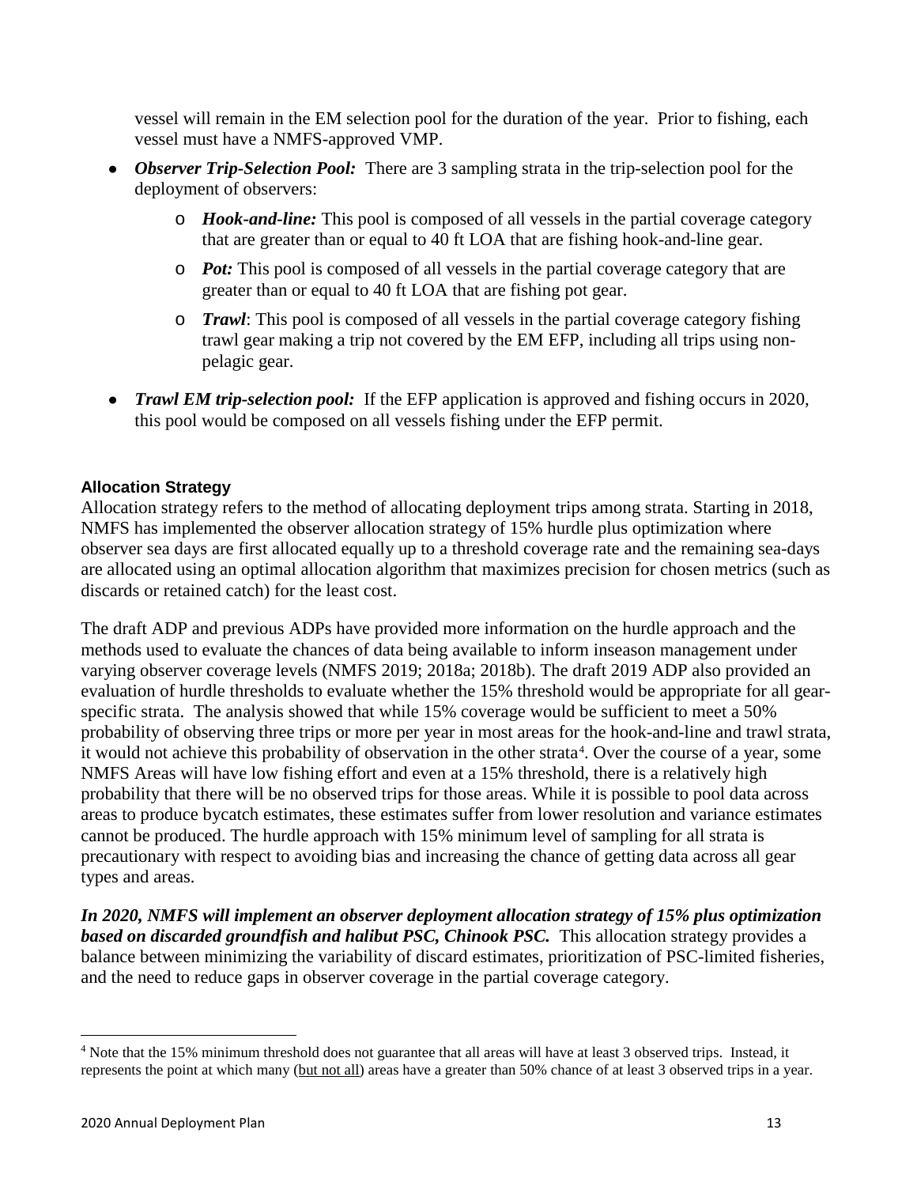vessel will remain in the EM selection pool for the duration of the year. Prior to fishing, each vessel must have a NMFS-approved VMP.

- ***Observer Trip-Selection Pool:*** There are 3 sampling strata in the trip-selection pool for the deployment of observers:
    - ***Hook-and-line:*** This pool is composed of all vessels in the partial coverage category that are greater than or equal to 40 ft LOA that are fishing hook-and-line gear.
    - ***Pot:*** This pool is composed of all vessels in the partial coverage category that are greater than or equal to 40 ft LOA that are fishing pot gear.
    - ***Trawl***: This pool is composed of all vessels in the partial coverage category fishing trawl gear making a trip not covered by the EM EFP, including all trips using non-pelagic gear.
- ***Trawl EM trip-selection pool:*** If the EFP application is approved and fishing occurs in 2020, this pool would be composed on all vessels fishing under the EFP permit.

### Allocation Strategy

Allocation strategy refers to the method of allocating deployment trips among strata. Starting in 2018, NMFS has implemented the observer allocation strategy of 15% hurdle plus optimization where observer sea days are first allocated equally up to a threshold coverage rate and the remaining sea-days are allocated using an optimal allocation algorithm that maximizes precision for chosen metrics (such as discards or retained catch) for the least cost.

The draft ADP and previous ADPs have provided more information on the hurdle approach and the methods used to evaluate the chances of data being available to inform inseason management under varying observer coverage levels (NMFS 2019; 2018a; 2018b). The draft 2019 ADP also provided an evaluation of hurdle thresholds to evaluate whether the 15% threshold would be appropriate for all gear-specific strata. The analysis showed that while 15% coverage would be sufficient to meet a 50% probability of observing three trips or more per year in most areas for the hook-and-line and trawl strata, it would not achieve this probability of observation in the other strata[4]. Over the course of a year, some NMFS Areas will have low fishing effort and even at a 15% threshold, there is a relatively high probability that there will be no observed trips for those areas. While it is possible to pool data across areas to produce bycatch estimates, these estimates suffer from lower resolution and variance estimates cannot be produced. The hurdle approach with 15% minimum level of sampling for all strata is precautionary with respect to avoiding bias and increasing the chance of getting data across all gear types and areas.

***In 2020, NMFS will implement an observer deployment allocation strategy of 15% plus optimization based on discarded groundfish and halibut PSC, Chinook PSC.*** This allocation strategy provides a balance between minimizing the variability of discard estimates, prioritization of PSC-limited fisheries, and the need to reduce gaps in observer coverage in the partial coverage category.

[4] Note that the 15% minimum threshold does not guarantee that all areas will have at least 3 observed trips. Instead, it represents the point at which many (<u>but not all</u>) areas have a greater than 50% chance of at least 3 observed trips in a year.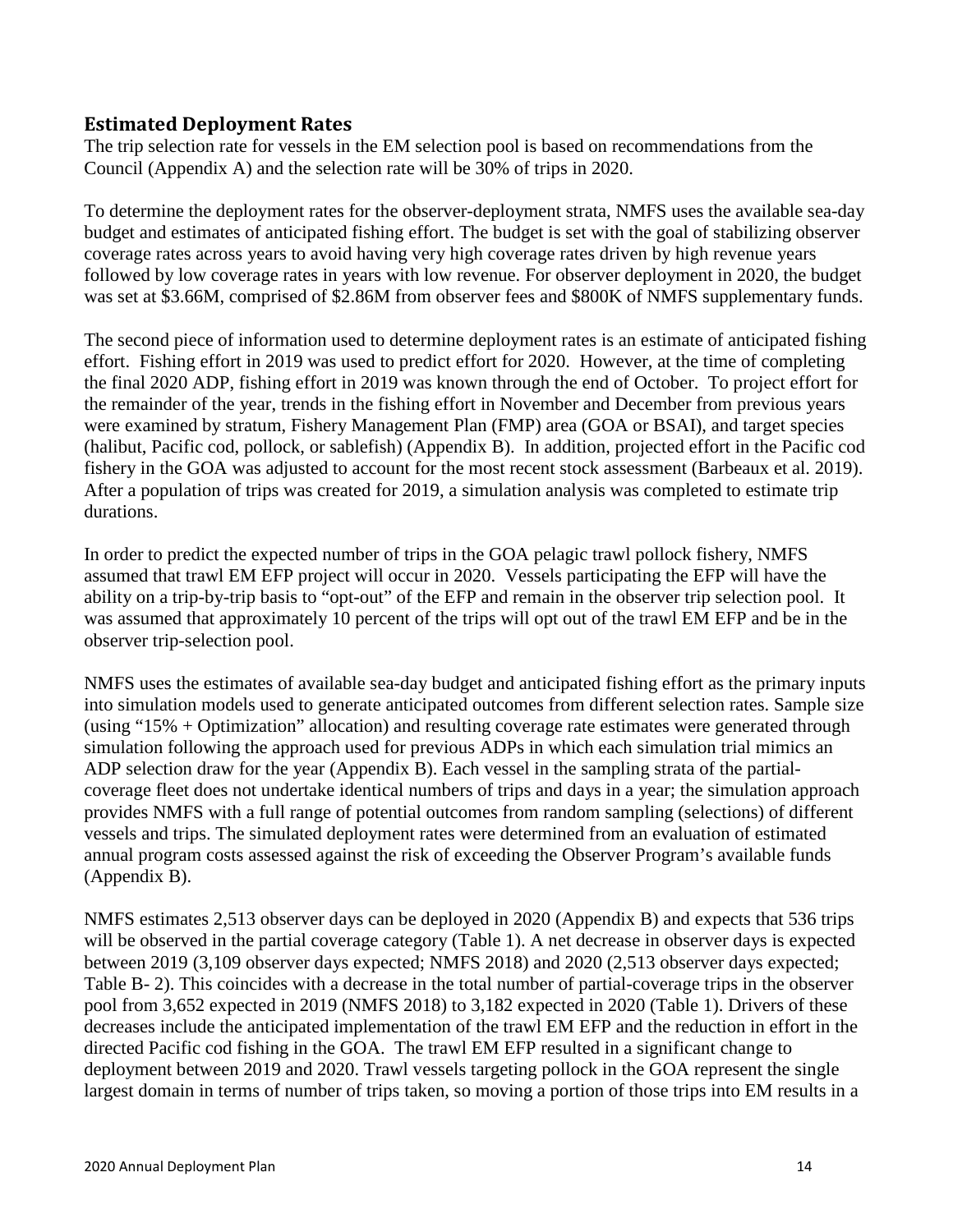## Estimated Deployment Rates

The trip selection rate for vessels in the EM selection pool is based on recommendations from the Council (Appendix A) and the selection rate will be 30% of trips in 2020.

To determine the deployment rates for the observer-deployment strata, NMFS uses the available sea-day budget and estimates of anticipated fishing effort. The budget is set with the goal of stabilizing observer coverage rates across years to avoid having very high coverage rates driven by high revenue years followed by low coverage rates in years with low revenue. For observer deployment in 2020, the budget was set at $3.66M, comprised of $2.86M from observer fees and $800K of NMFS supplementary funds.

The second piece of information used to determine deployment rates is an estimate of anticipated fishing effort. Fishing effort in 2019 was used to predict effort for 2020. However, at the time of completing the final 2020 ADP, fishing effort in 2019 was known through the end of October. To project effort for the remainder of the year, trends in the fishing effort in November and December from previous years were examined by stratum, Fishery Management Plan (FMP) area (GOA or BSAI), and target species (halibut, Pacific cod, pollock, or sablefish) (Appendix B). In addition, projected effort in the Pacific cod fishery in the GOA was adjusted to account for the most recent stock assessment (Barbeaux et al. 2019). After a population of trips was created for 2019, a simulation analysis was completed to estimate trip durations.

In order to predict the expected number of trips in the GOA pelagic trawl pollock fishery, NMFS assumed that trawl EM EFP project will occur in 2020. Vessels participating the EFP will have the ability on a trip-by-trip basis to "opt-out" of the EFP and remain in the observer trip selection pool. It was assumed that approximately 10 percent of the trips will opt out of the trawl EM EFP and be in the observer trip-selection pool.

NMFS uses the estimates of available sea-day budget and anticipated fishing effort as the primary inputs into simulation models used to generate anticipated outcomes from different selection rates. Sample size (using "15% + Optimization" allocation) and resulting coverage rate estimates were generated through simulation following the approach used for previous ADPs in which each simulation trial mimics an ADP selection draw for the year (Appendix B). Each vessel in the sampling strata of the partial-coverage fleet does not undertake identical numbers of trips and days in a year; the simulation approach provides NMFS with a full range of potential outcomes from random sampling (selections) of different vessels and trips. The simulated deployment rates were determined from an evaluation of estimated annual program costs assessed against the risk of exceeding the Observer Program's available funds (Appendix B).

NMFS estimates 2,513 observer days can be deployed in 2020 (Appendix B) and expects that 536 trips will be observed in the partial coverage category (Table 1). A net decrease in observer days is expected between 2019 (3,109 observer days expected; NMFS 2018) and 2020 (2,513 observer days expected; Table B- 2). This coincides with a decrease in the total number of partial-coverage trips in the observer pool from 3,652 expected in 2019 (NMFS 2018) to 3,182 expected in 2020 (Table 1). Drivers of these decreases include the anticipated implementation of the trawl EM EFP and the reduction in effort in the directed Pacific cod fishing in the GOA. The trawl EM EFP resulted in a significant change to deployment between 2019 and 2020. Trawl vessels targeting pollock in the GOA represent the single largest domain in terms of number of trips taken, so moving a portion of those trips into EM results in a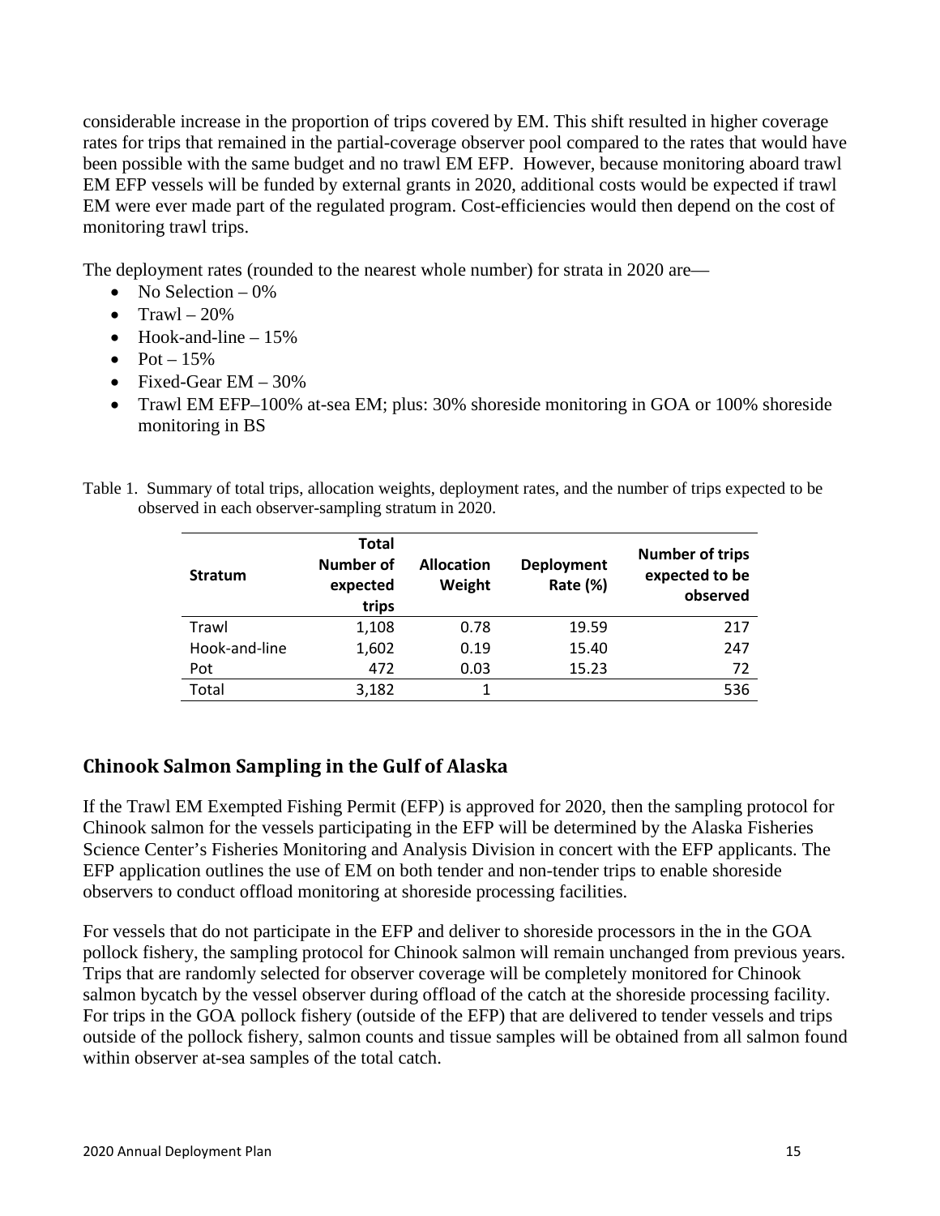considerable increase in the proportion of trips covered by EM. This shift resulted in higher coverage rates for trips that remained in the partial-coverage observer pool compared to the rates that would have been possible with the same budget and no trawl EM EFP. However, because monitoring aboard trawl EM EFP vessels will be funded by external grants in 2020, additional costs would be expected if trawl EM were ever made part of the regulated program. Cost-efficiencies would then depend on the cost of monitoring trawl trips.

The deployment rates (rounded to the nearest whole number) for strata in 2020 are—

- No Selection – 0%
- Trawl – 20%
- Hook-and-line – 15%
- Pot – 15%
- Fixed-Gear EM – 30%
- Trawl EM EFP–100% at-sea EM; plus: 30% shoreside monitoring in GOA or 100% shoreside monitoring in BS

Table 1. Summary of total trips, allocation weights, deployment rates, and the number of trips expected to be observed in each observer-sampling stratum in 2020.

| Stratum | Total Number of expected trips | Allocation Weight | Deployment Rate (%) | Number of trips expected to be observed |
|---|---|---|---|---|
| Trawl | 1,108 | 0.78 | 19.59 | 217 |
| Hook-and-line | 1,602 | 0.19 | 15.40 | 247 |
| Pot | 472 | 0.03 | 15.23 | 72 |
| Total | 3,182 | 1 | | 536 |

## Chinook Salmon Sampling in the Gulf of Alaska

If the Trawl EM Exempted Fishing Permit (EFP) is approved for 2020, then the sampling protocol for Chinook salmon for the vessels participating in the EFP will be determined by the Alaska Fisheries Science Center's Fisheries Monitoring and Analysis Division in concert with the EFP applicants. The EFP application outlines the use of EM on both tender and non-tender trips to enable shoreside observers to conduct offload monitoring at shoreside processing facilities.

For vessels that do not participate in the EFP and deliver to shoreside processors in the in the GOA pollock fishery, the sampling protocol for Chinook salmon will remain unchanged from previous years. Trips that are randomly selected for observer coverage will be completely monitored for Chinook salmon bycatch by the vessel observer during offload of the catch at the shoreside processing facility. For trips in the GOA pollock fishery (outside of the EFP) that are delivered to tender vessels and trips outside of the pollock fishery, salmon counts and tissue samples will be obtained from all salmon found within observer at-sea samples of the total catch.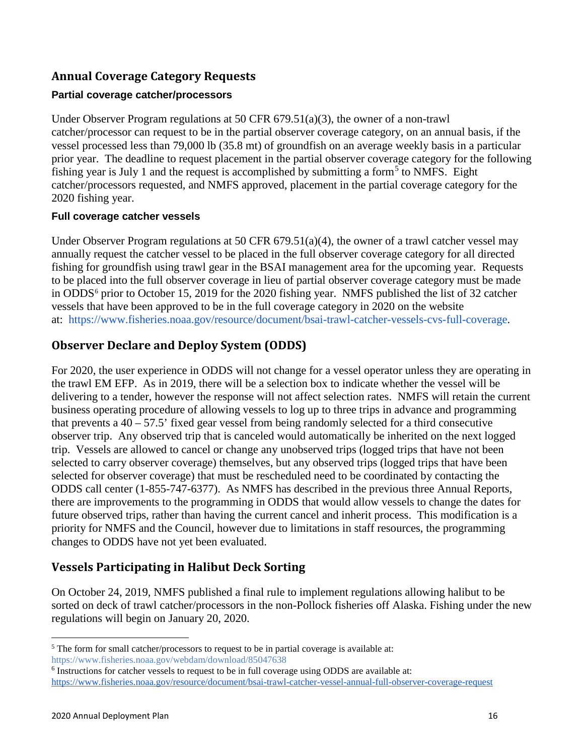## Annual Coverage Category Requests

### Partial coverage catcher/processors

Under Observer Program regulations at 50 CFR 679.51(a)(3), the owner of a non-trawl catcher/processor can request to be in the partial observer coverage category, on an annual basis, if the vessel processed less than 79,000 lb (35.8 mt) of groundfish on an average weekly basis in a particular prior year. The deadline to request placement in the partial observer coverage category for the following fishing year is July 1 and the request is accomplished by submitting a form[5] to NMFS. Eight catcher/processors requested, and NMFS approved, placement in the partial coverage category for the 2020 fishing year.

### Full coverage catcher vessels

Under Observer Program regulations at 50 CFR 679.51(a)(4), the owner of a trawl catcher vessel may annually request the catcher vessel to be placed in the full observer coverage category for all directed fishing for groundfish using trawl gear in the BSAI management area for the upcoming year. Requests to be placed into the full observer coverage in lieu of partial observer coverage category must be made in ODDS[6] prior to October 15, 2019 for the 2020 fishing year. NMFS published the list of 32 catcher vessels that have been approved to be in the full coverage category in 2020 on the website at: https://www.fisheries.noaa.gov/resource/document/bsai-trawl-catcher-vessels-cvs-full-coverage.

## Observer Declare and Deploy System (ODDS)

For 2020, the user experience in ODDS will not change for a vessel operator unless they are operating in the trawl EM EFP. As in 2019, there will be a selection box to indicate whether the vessel will be delivering to a tender, however the response will not affect selection rates. NMFS will retain the current business operating procedure of allowing vessels to log up to three trips in advance and programming that prevents a 40 – 57.5' fixed gear vessel from being randomly selected for a third consecutive observer trip. Any observed trip that is canceled would automatically be inherited on the next logged trip. Vessels are allowed to cancel or change any unobserved trips (logged trips that have not been selected to carry observer coverage) themselves, but any observed trips (logged trips that have been selected for observer coverage) that must be rescheduled need to be coordinated by contacting the ODDS call center (1-855-747-6377). As NMFS has described in the previous three Annual Reports, there are improvements to the programming in ODDS that would allow vessels to change the dates for future observed trips, rather than having the current cancel and inherit process. This modification is a priority for NMFS and the Council, however due to limitations in staff resources, the programming changes to ODDS have not yet been evaluated.

## Vessels Participating in Halibut Deck Sorting

On October 24, 2019, NMFS published a final rule to implement regulations allowing halibut to be sorted on deck of trawl catcher/processors in the non-Pollock fisheries off Alaska. Fishing under the new regulations will begin on January 20, 2020.

---

[5] The form for small catcher/processors to request to be in partial coverage is available at: https://www.fisheries.noaa.gov/webdam/download/85047638

[6] Instructions for catcher vessels to request to be in full coverage using ODDS are available at: https://www.fisheries.noaa.gov/resource/document/bsai-trawl-catcher-vessel-annual-full-observer-coverage-request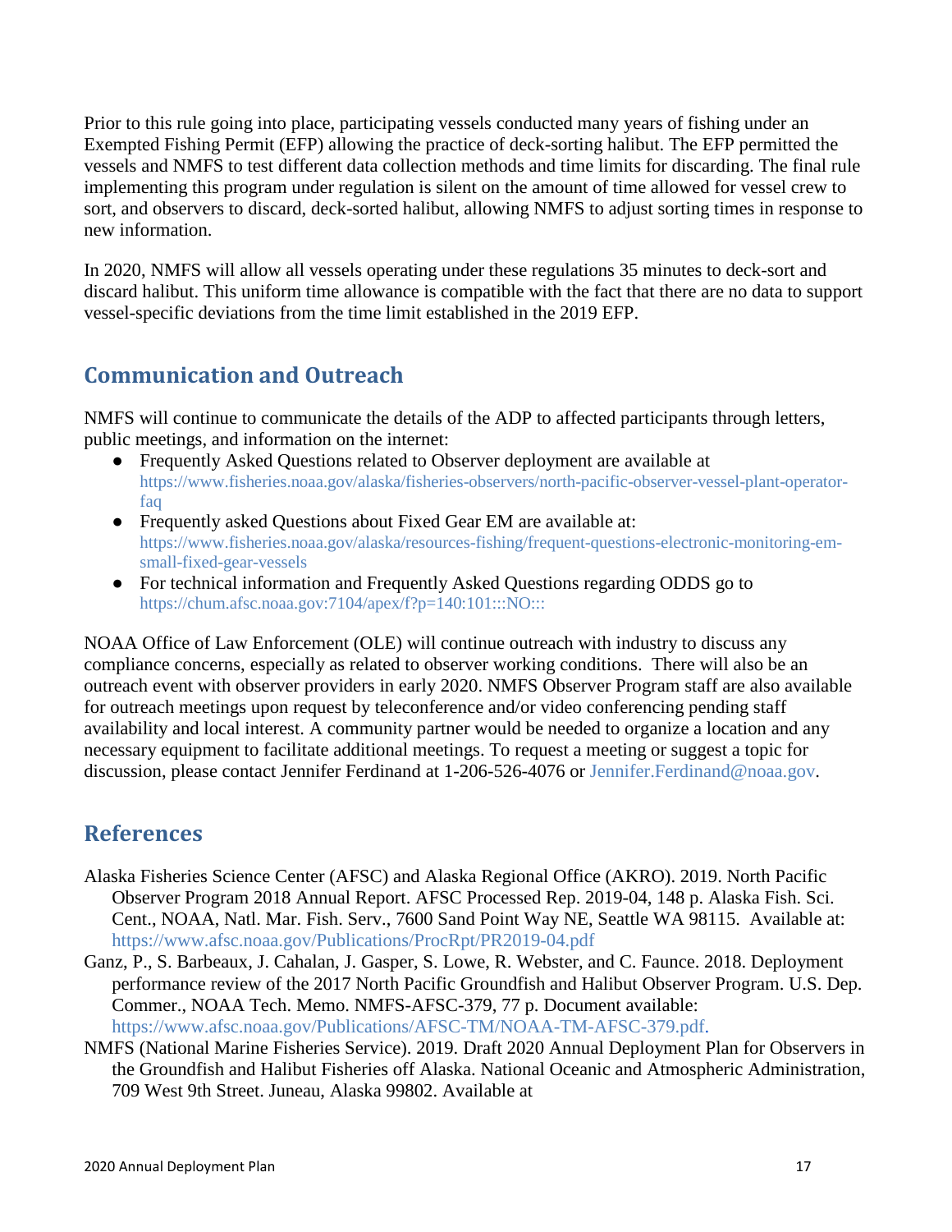Prior to this rule going into place, participating vessels conducted many years of fishing under an Exempted Fishing Permit (EFP) allowing the practice of deck-sorting halibut. The EFP permitted the vessels and NMFS to test different data collection methods and time limits for discarding. The final rule implementing this program under regulation is silent on the amount of time allowed for vessel crew to sort, and observers to discard, deck-sorted halibut, allowing NMFS to adjust sorting times in response to new information.

In 2020, NMFS will allow all vessels operating under these regulations 35 minutes to deck-sort and discard halibut. This uniform time allowance is compatible with the fact that there are no data to support vessel-specific deviations from the time limit established in the 2019 EFP.

## Communication and Outreach

NMFS will continue to communicate the details of the ADP to affected participants through letters, public meetings, and information on the internet:

- Frequently Asked Questions related to Observer deployment are available at https://www.fisheries.noaa.gov/alaska/fisheries-observers/north-pacific-observer-vessel-plant-operator-faq
- Frequently asked Questions about Fixed Gear EM are available at: https://www.fisheries.noaa.gov/alaska/resources-fishing/frequent-questions-electronic-monitoring-em-small-fixed-gear-vessels
- For technical information and Frequently Asked Questions regarding ODDS go to https://chum.afsc.noaa.gov:7104/apex/f?p=140:101:::NO:::

NOAA Office of Law Enforcement (OLE) will continue outreach with industry to discuss any compliance concerns, especially as related to observer working conditions. There will also be an outreach event with observer providers in early 2020. NMFS Observer Program staff are also available for outreach meetings upon request by teleconference and/or video conferencing pending staff availability and local interest. A community partner would be needed to organize a location and any necessary equipment to facilitate additional meetings. To request a meeting or suggest a topic for discussion, please contact Jennifer Ferdinand at 1-206-526-4076 or Jennifer.Ferdinand@noaa.gov.

## References

Alaska Fisheries Science Center (AFSC) and Alaska Regional Office (AKRO). 2019. North Pacific Observer Program 2018 Annual Report. AFSC Processed Rep. 2019-04, 148 p. Alaska Fish. Sci. Cent., NOAA, Natl. Mar. Fish. Serv., 7600 Sand Point Way NE, Seattle WA 98115. Available at: https://www.afsc.noaa.gov/Publications/ProcRpt/PR2019-04.pdf

Ganz, P., S. Barbeaux, J. Cahalan, J. Gasper, S. Lowe, R. Webster, and C. Faunce. 2018. Deployment performance review of the 2017 North Pacific Groundfish and Halibut Observer Program. U.S. Dep. Commer., NOAA Tech. Memo. NMFS-AFSC-379, 77 p. Document available: https://www.afsc.noaa.gov/Publications/AFSC-TM/NOAA-TM-AFSC-379.pdf.

NMFS (National Marine Fisheries Service). 2019. Draft 2020 Annual Deployment Plan for Observers in the Groundfish and Halibut Fisheries off Alaska. National Oceanic and Atmospheric Administration, 709 West 9th Street. Juneau, Alaska 99802. Available at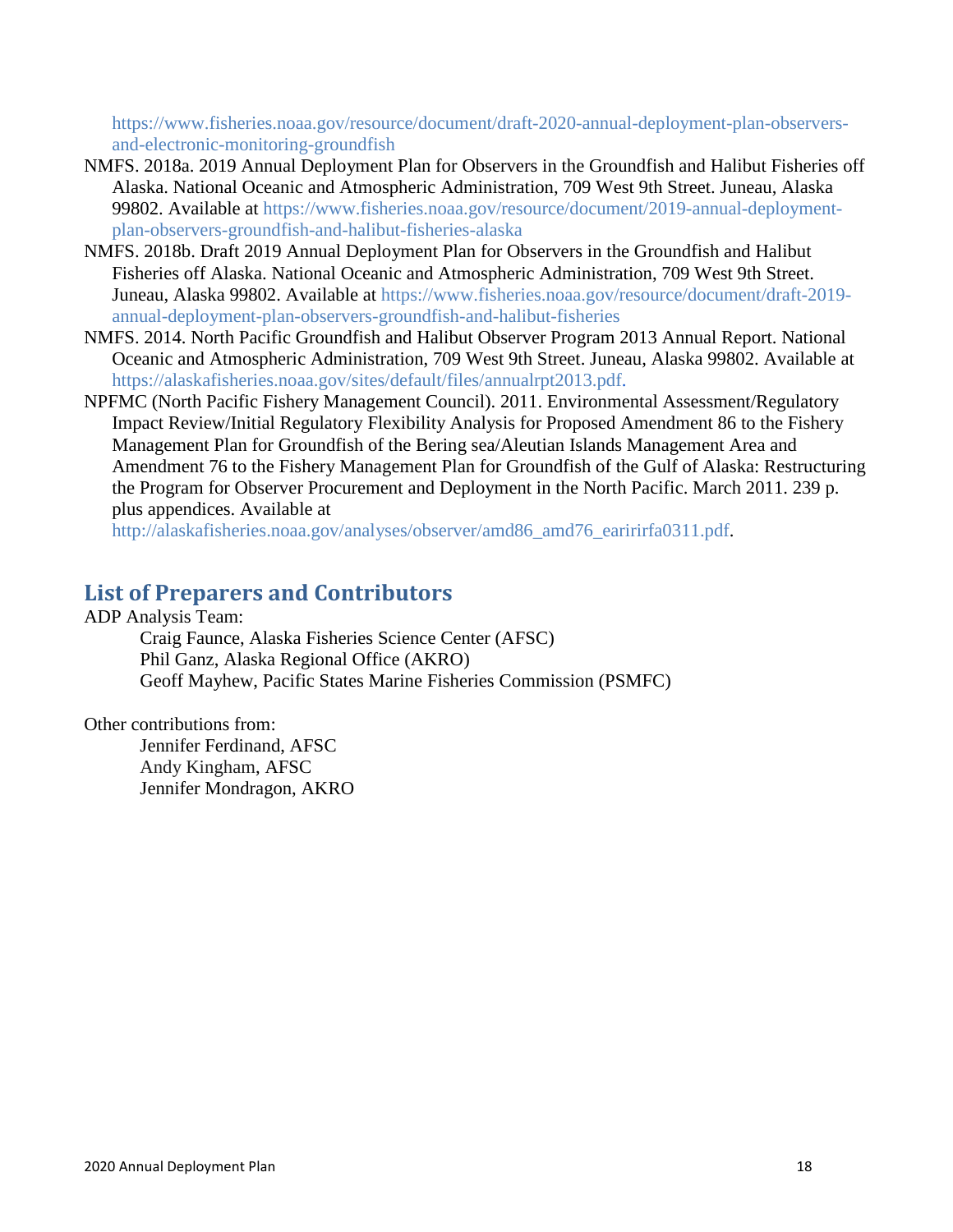https://www.fisheries.noaa.gov/resource/document/draft-2020-annual-deployment-plan-observers-and-electronic-monitoring-groundfish

NMFS. 2018a. 2019 Annual Deployment Plan for Observers in the Groundfish and Halibut Fisheries off Alaska. National Oceanic and Atmospheric Administration, 709 West 9th Street. Juneau, Alaska 99802. Available at https://www.fisheries.noaa.gov/resource/document/2019-annual-deployment-plan-observers-groundfish-and-halibut-fisheries-alaska

NMFS. 2018b. Draft 2019 Annual Deployment Plan for Observers in the Groundfish and Halibut Fisheries off Alaska. National Oceanic and Atmospheric Administration, 709 West 9th Street. Juneau, Alaska 99802. Available at https://www.fisheries.noaa.gov/resource/document/draft-2019-annual-deployment-plan-observers-groundfish-and-halibut-fisheries

NMFS. 2014. North Pacific Groundfish and Halibut Observer Program 2013 Annual Report. National Oceanic and Atmospheric Administration, 709 West 9th Street. Juneau, Alaska 99802. Available at https://alaskafisheries.noaa.gov/sites/default/files/annualrpt2013.pdf.

NPFMC (North Pacific Fishery Management Council). 2011. Environmental Assessment/Regulatory Impact Review/Initial Regulatory Flexibility Analysis for Proposed Amendment 86 to the Fishery Management Plan for Groundfish of the Bering sea/Aleutian Islands Management Area and Amendment 76 to the Fishery Management Plan for Groundfish of the Gulf of Alaska: Restructuring the Program for Observer Procurement and Deployment in the North Pacific. March 2011. 239 p. plus appendices. Available at http://alaskafisheries.noaa.gov/analyses/observer/amd86_amd76_earirirfa0311.pdf.

## List of Preparers and Contributors

ADP Analysis Team:

Craig Faunce, Alaska Fisheries Science Center (AFSC)
Phil Ganz, Alaska Regional Office (AKRO)
Geoff Mayhew, Pacific States Marine Fisheries Commission (PSMFC)

Other contributions from:

Jennifer Ferdinand, AFSC
Andy Kingham, AFSC
Jennifer Mondragon, AKRO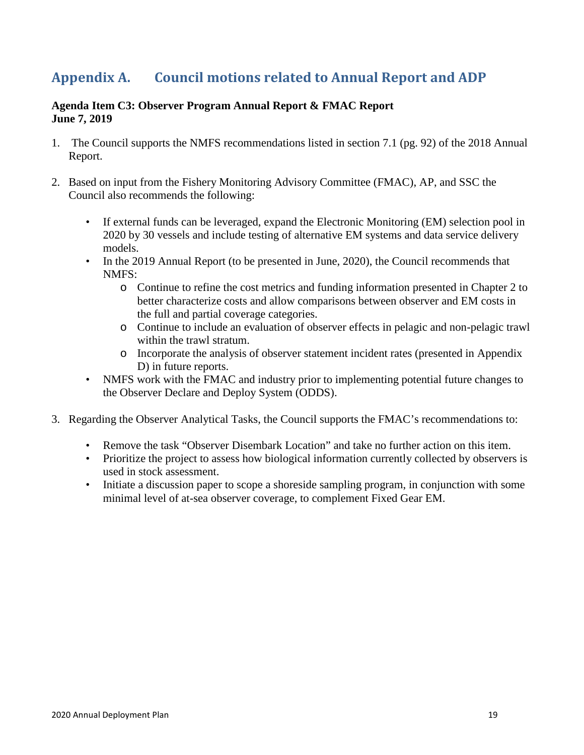# Appendix A. Council motions related to Annual Report and ADP

**Agenda Item C3: Observer Program Annual Report & FMAC Report**
**June 7, 2019**

1. The Council supports the NMFS recommendations listed in section 7.1 (pg. 92) of the 2018 Annual Report.

2. Based on input from the Fishery Monitoring Advisory Committee (FMAC), AP, and SSC the Council also recommends the following:

   - If external funds can be leveraged, expand the Electronic Monitoring (EM) selection pool in 2020 by 30 vessels and include testing of alternative EM systems and data service delivery models.
   - In the 2019 Annual Report (to be presented in June, 2020), the Council recommends that NMFS:
     - Continue to refine the cost metrics and funding information presented in Chapter 2 to better characterize costs and allow comparisons between observer and EM costs in the full and partial coverage categories.
     - Continue to include an evaluation of observer effects in pelagic and non-pelagic trawl within the trawl stratum.
     - Incorporate the analysis of observer statement incident rates (presented in Appendix D) in future reports.
   - NMFS work with the FMAC and industry prior to implementing potential future changes to the Observer Declare and Deploy System (ODDS).

3. Regarding the Observer Analytical Tasks, the Council supports the FMAC's recommendations to:

   - Remove the task "Observer Disembark Location" and take no further action on this item.
   - Prioritize the project to assess how biological information currently collected by observers is used in stock assessment.
   - Initiate a discussion paper to scope a shoreside sampling program, in conjunction with some minimal level of at-sea observer coverage, to complement Fixed Gear EM.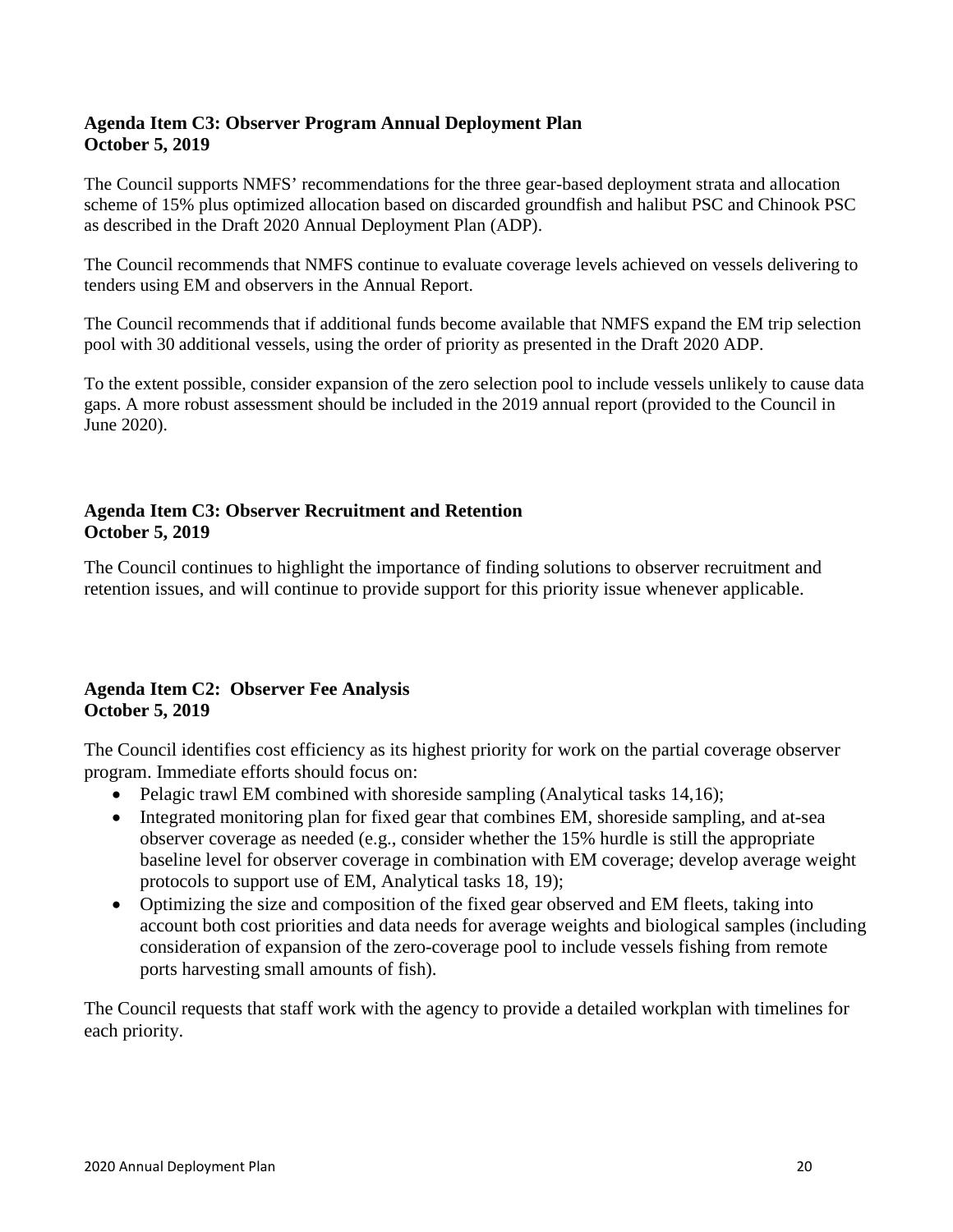**Agenda Item C3: Observer Program Annual Deployment Plan**
**October 5, 2019**

The Council supports NMFS' recommendations for the three gear-based deployment strata and allocation scheme of 15% plus optimized allocation based on discarded groundfish and halibut PSC and Chinook PSC as described in the Draft 2020 Annual Deployment Plan (ADP).

The Council recommends that NMFS continue to evaluate coverage levels achieved on vessels delivering to tenders using EM and observers in the Annual Report.

The Council recommends that if additional funds become available that NMFS expand the EM trip selection pool with 30 additional vessels, using the order of priority as presented in the Draft 2020 ADP.

To the extent possible, consider expansion of the zero selection pool to include vessels unlikely to cause data gaps. A more robust assessment should be included in the 2019 annual report (provided to the Council in June 2020).

**Agenda Item C3: Observer Recruitment and Retention**
**October 5, 2019**

The Council continues to highlight the importance of finding solutions to observer recruitment and retention issues, and will continue to provide support for this priority issue whenever applicable.

**Agenda Item C2: Observer Fee Analysis**
**October 5, 2019**

The Council identifies cost efficiency as its highest priority for work on the partial coverage observer program. Immediate efforts should focus on:

- Pelagic trawl EM combined with shoreside sampling (Analytical tasks 14,16);
- Integrated monitoring plan for fixed gear that combines EM, shoreside sampling, and at-sea observer coverage as needed (e.g., consider whether the 15% hurdle is still the appropriate baseline level for observer coverage in combination with EM coverage; develop average weight protocols to support use of EM, Analytical tasks 18, 19);
- Optimizing the size and composition of the fixed gear observed and EM fleets, taking into account both cost priorities and data needs for average weights and biological samples (including consideration of expansion of the zero-coverage pool to include vessels fishing from remote ports harvesting small amounts of fish).

The Council requests that staff work with the agency to provide a detailed workplan with timelines for each priority.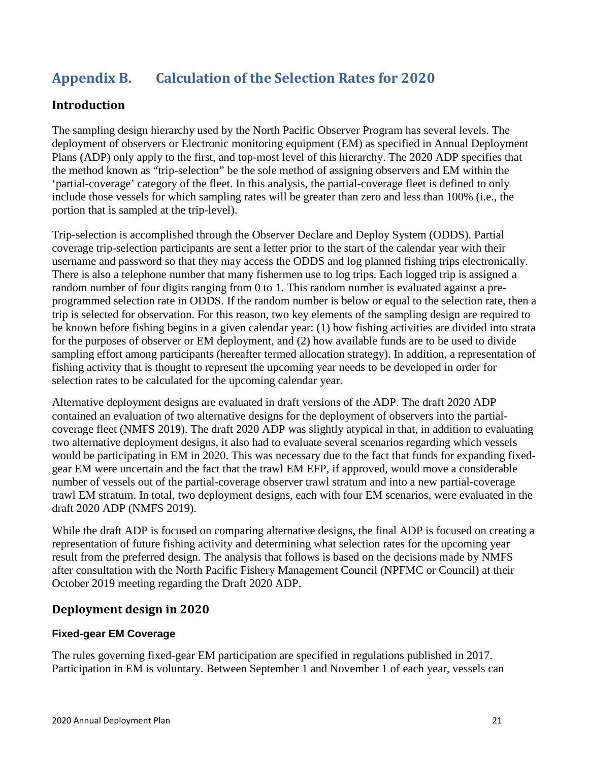# Appendix B. Calculation of the Selection Rates for 2020

## Introduction

The sampling design hierarchy used by the North Pacific Observer Program has several levels. The deployment of observers or Electronic monitoring equipment (EM) as specified in Annual Deployment Plans (ADP) only apply to the first, and top-most level of this hierarchy. The 2020 ADP specifies that the method known as "trip-selection" be the sole method of assigning observers and EM within the 'partial-coverage' category of the fleet. In this analysis, the partial-coverage fleet is defined to only include those vessels for which sampling rates will be greater than zero and less than 100% (i.e., the portion that is sampled at the trip-level).

Trip-selection is accomplished through the Observer Declare and Deploy System (ODDS). Partial coverage trip-selection participants are sent a letter prior to the start of the calendar year with their username and password so that they may access the ODDS and log planned fishing trips electronically. There is also a telephone number that many fishermen use to log trips. Each logged trip is assigned a random number of four digits ranging from 0 to 1. This random number is evaluated against a pre-programmed selection rate in ODDS. If the random number is below or equal to the selection rate, then a trip is selected for observation. For this reason, two key elements of the sampling design are required to be known before fishing begins in a given calendar year: (1) how fishing activities are divided into strata for the purposes of observer or EM deployment, and (2) how available funds are to be used to divide sampling effort among participants (hereafter termed allocation strategy). In addition, a representation of fishing activity that is thought to represent the upcoming year needs to be developed in order for selection rates to be calculated for the upcoming calendar year.

Alternative deployment designs are evaluated in draft versions of the ADP. The draft 2020 ADP contained an evaluation of two alternative designs for the deployment of observers into the partial-coverage fleet (NMFS 2019). The draft 2020 ADP was slightly atypical in that, in addition to evaluating two alternative deployment designs, it also had to evaluate several scenarios regarding which vessels would be participating in EM in 2020. This was necessary due to the fact that funds for expanding fixed-gear EM were uncertain and the fact that the trawl EM EFP, if approved, would move a considerable number of vessels out of the partial-coverage observer trawl stratum and into a new partial-coverage trawl EM stratum. In total, two deployment designs, each with four EM scenarios, were evaluated in the draft 2020 ADP (NMFS 2019).

While the draft ADP is focused on comparing alternative designs, the final ADP is focused on creating a representation of future fishing activity and determining what selection rates for the upcoming year result from the preferred design. The analysis that follows is based on the decisions made by NMFS after consultation with the North Pacific Fishery Management Council (NPFMC or Council) at their October 2019 meeting regarding the Draft 2020 ADP.

## Deployment design in 2020

### Fixed-gear EM Coverage

The rules governing fixed-gear EM participation are specified in regulations published in 2017. Participation in EM is voluntary. Between September 1 and November 1 of each year, vessels can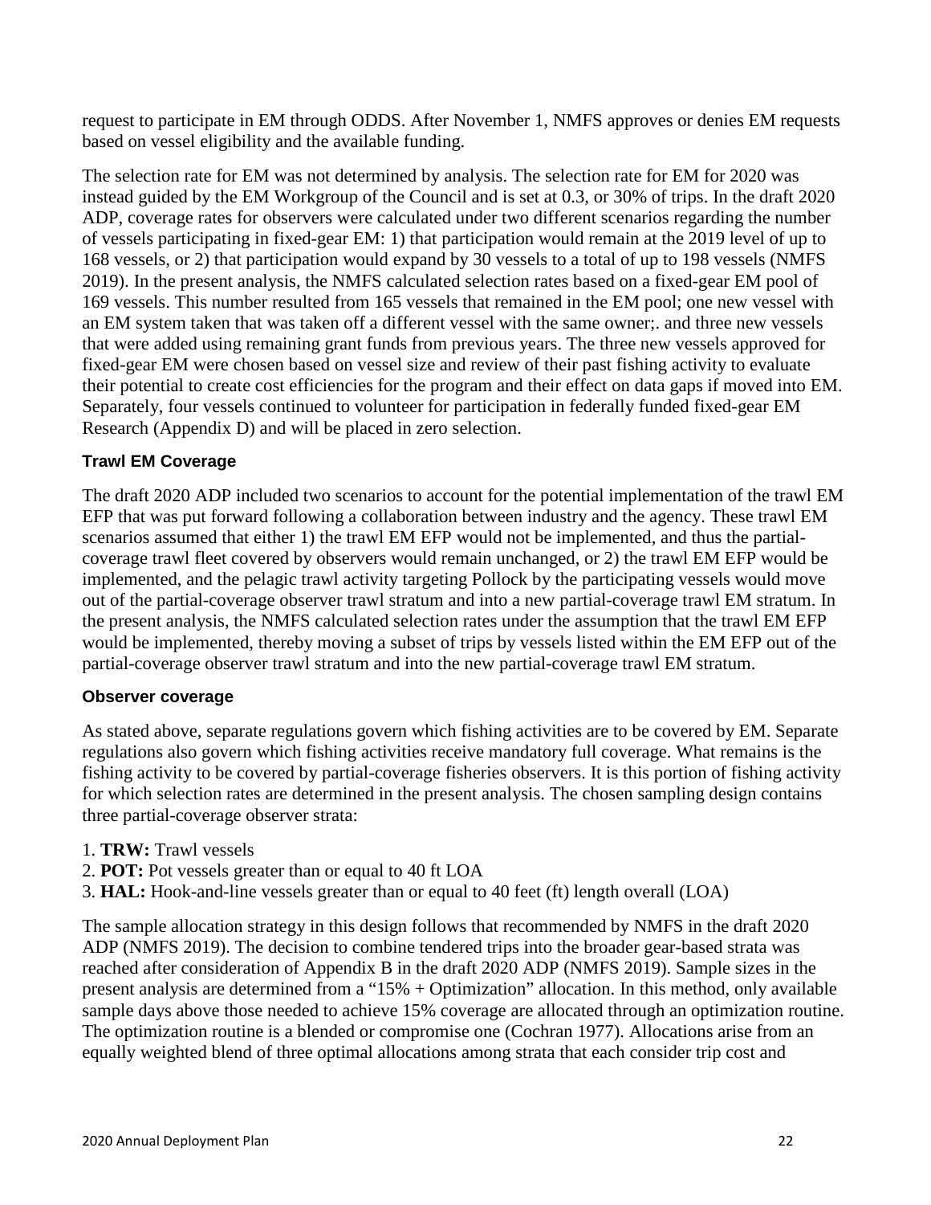request to participate in EM through ODDS. After November 1, NMFS approves or denies EM requests based on vessel eligibility and the available funding.

The selection rate for EM was not determined by analysis. The selection rate for EM for 2020 was instead guided by the EM Workgroup of the Council and is set at 0.3, or 30% of trips. In the draft 2020 ADP, coverage rates for observers were calculated under two different scenarios regarding the number of vessels participating in fixed-gear EM: 1) that participation would remain at the 2019 level of up to 168 vessels, or 2) that participation would expand by 30 vessels to a total of up to 198 vessels (NMFS 2019). In the present analysis, the NMFS calculated selection rates based on a fixed-gear EM pool of 169 vessels. This number resulted from 165 vessels that remained in the EM pool; one new vessel with an EM system taken that was taken off a different vessel with the same owner;. and three new vessels that were added using remaining grant funds from previous years. The three new vessels approved for fixed-gear EM were chosen based on vessel size and review of their past fishing activity to evaluate their potential to create cost efficiencies for the program and their effect on data gaps if moved into EM. Separately, four vessels continued to volunteer for participation in federally funded fixed-gear EM Research (Appendix D) and will be placed in zero selection.

#### Trawl EM Coverage

The draft 2020 ADP included two scenarios to account for the potential implementation of the trawl EM EFP that was put forward following a collaboration between industry and the agency. These trawl EM scenarios assumed that either 1) the trawl EM EFP would not be implemented, and thus the partial-coverage trawl fleet covered by observers would remain unchanged, or 2) the trawl EM EFP would be implemented, and the pelagic trawl activity targeting Pollock by the participating vessels would move out of the partial-coverage observer trawl stratum and into a new partial-coverage trawl EM stratum. In the present analysis, the NMFS calculated selection rates under the assumption that the trawl EM EFP would be implemented, thereby moving a subset of trips by vessels listed within the EM EFP out of the partial-coverage observer trawl stratum and into the new partial-coverage trawl EM stratum.

#### Observer coverage

As stated above, separate regulations govern which fishing activities are to be covered by EM. Separate regulations also govern which fishing activities receive mandatory full coverage. What remains is the fishing activity to be covered by partial-coverage fisheries observers. It is this portion of fishing activity for which selection rates are determined in the present analysis. The chosen sampling design contains three partial-coverage observer strata:

1. **TRW:** Trawl vessels
2. **POT:** Pot vessels greater than or equal to 40 ft LOA
3. **HAL:** Hook-and-line vessels greater than or equal to 40 feet (ft) length overall (LOA)

The sample allocation strategy in this design follows that recommended by NMFS in the draft 2020 ADP (NMFS 2019). The decision to combine tendered trips into the broader gear-based strata was reached after consideration of Appendix B in the draft 2020 ADP (NMFS 2019). Sample sizes in the present analysis are determined from a "15% + Optimization" allocation. In this method, only available sample days above those needed to achieve 15% coverage are allocated through an optimization routine. The optimization routine is a blended or compromise one (Cochran 1977). Allocations arise from an equally weighted blend of three optimal allocations among strata that each consider trip cost and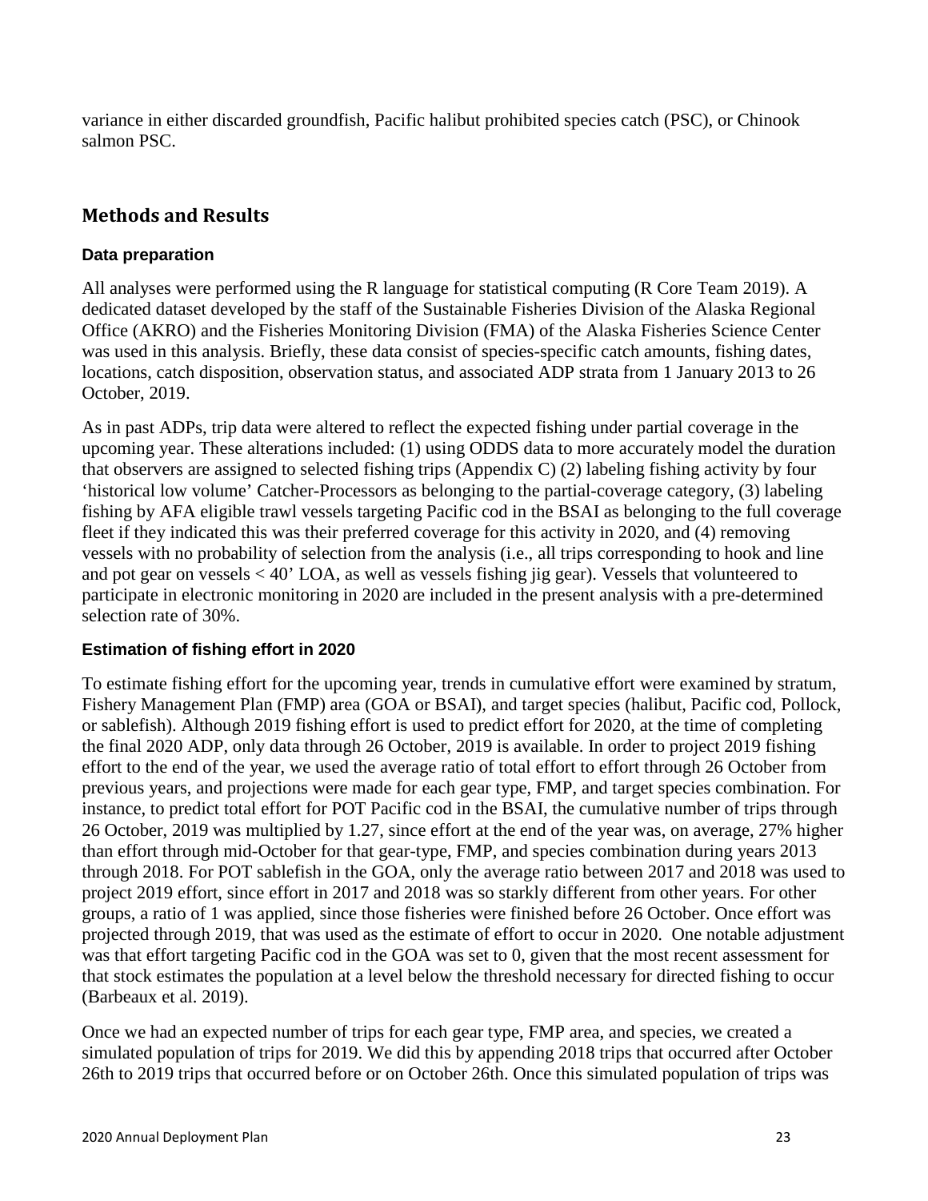variance in either discarded groundfish, Pacific halibut prohibited species catch (PSC), or Chinook salmon PSC.

## Methods and Results

### Data preparation

All analyses were performed using the R language for statistical computing (R Core Team 2019). A dedicated dataset developed by the staff of the Sustainable Fisheries Division of the Alaska Regional Office (AKRO) and the Fisheries Monitoring Division (FMA) of the Alaska Fisheries Science Center was used in this analysis. Briefly, these data consist of species-specific catch amounts, fishing dates, locations, catch disposition, observation status, and associated ADP strata from 1 January 2013 to 26 October, 2019.

As in past ADPs, trip data were altered to reflect the expected fishing under partial coverage in the upcoming year. These alterations included: (1) using ODDS data to more accurately model the duration that observers are assigned to selected fishing trips (Appendix C) (2) labeling fishing activity by four 'historical low volume' Catcher-Processors as belonging to the partial-coverage category, (3) labeling fishing by AFA eligible trawl vessels targeting Pacific cod in the BSAI as belonging to the full coverage fleet if they indicated this was their preferred coverage for this activity in 2020, and (4) removing vessels with no probability of selection from the analysis (i.e., all trips corresponding to hook and line and pot gear on vessels < 40' LOA, as well as vessels fishing jig gear). Vessels that volunteered to participate in electronic monitoring in 2020 are included in the present analysis with a pre-determined selection rate of 30%.

### Estimation of fishing effort in 2020

To estimate fishing effort for the upcoming year, trends in cumulative effort were examined by stratum, Fishery Management Plan (FMP) area (GOA or BSAI), and target species (halibut, Pacific cod, Pollock, or sablefish). Although 2019 fishing effort is used to predict effort for 2020, at the time of completing the final 2020 ADP, only data through 26 October, 2019 is available. In order to project 2019 fishing effort to the end of the year, we used the average ratio of total effort to effort through 26 October from previous years, and projections were made for each gear type, FMP, and target species combination. For instance, to predict total effort for POT Pacific cod in the BSAI, the cumulative number of trips through 26 October, 2019 was multiplied by 1.27, since effort at the end of the year was, on average, 27% higher than effort through mid-October for that gear-type, FMP, and species combination during years 2013 through 2018. For POT sablefish in the GOA, only the average ratio between 2017 and 2018 was used to project 2019 effort, since effort in 2017 and 2018 was so starkly different from other years. For other groups, a ratio of 1 was applied, since those fisheries were finished before 26 October. Once effort was projected through 2019, that was used as the estimate of effort to occur in 2020. One notable adjustment was that effort targeting Pacific cod in the GOA was set to 0, given that the most recent assessment for that stock estimates the population at a level below the threshold necessary for directed fishing to occur (Barbeaux et al. 2019).

Once we had an expected number of trips for each gear type, FMP area, and species, we created a simulated population of trips for 2019. We did this by appending 2018 trips that occurred after October 26th to 2019 trips that occurred before or on October 26th. Once this simulated population of trips was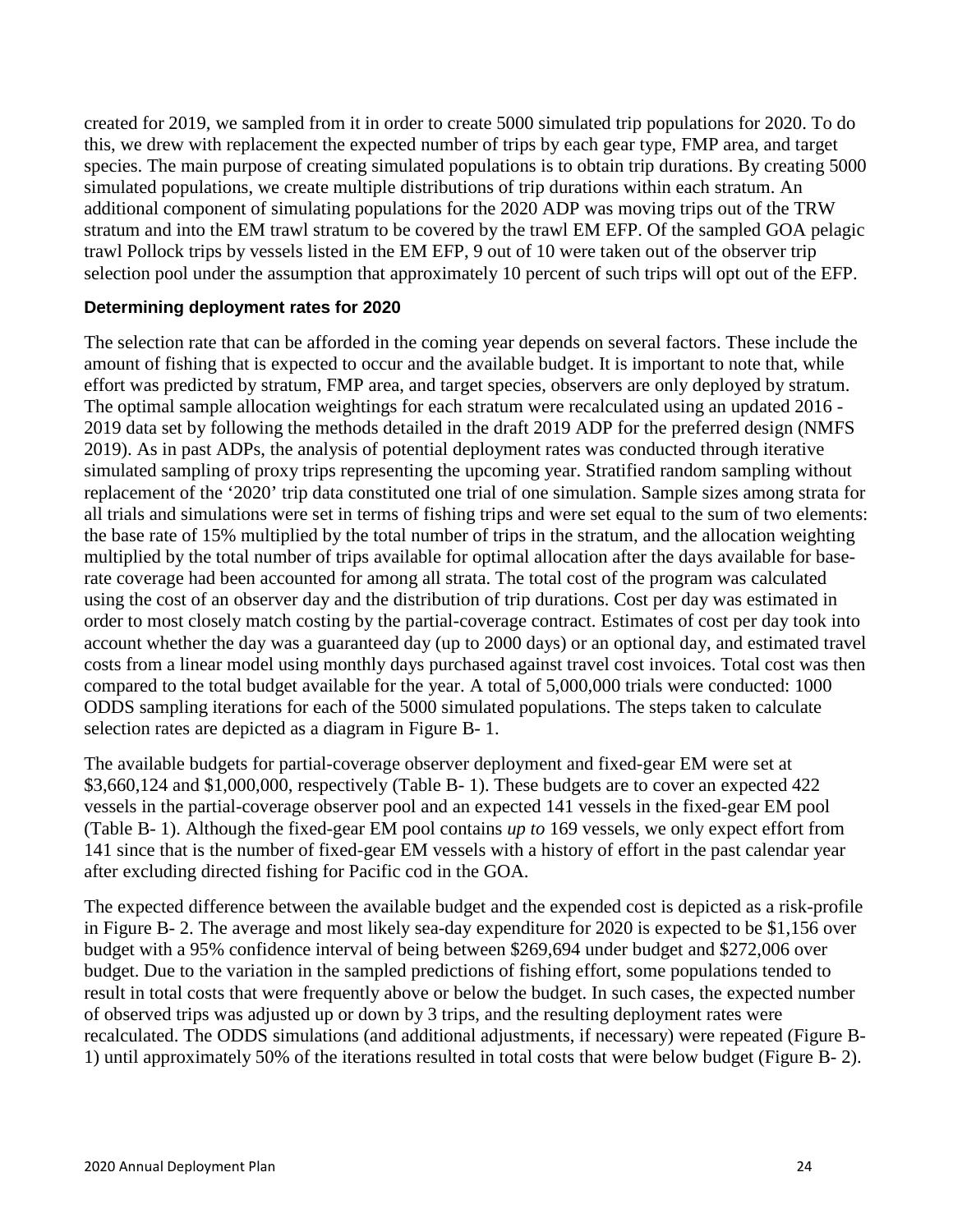created for 2019, we sampled from it in order to create 5000 simulated trip populations for 2020. To do this, we drew with replacement the expected number of trips by each gear type, FMP area, and target species. The main purpose of creating simulated populations is to obtain trip durations. By creating 5000 simulated populations, we create multiple distributions of trip durations within each stratum. An additional component of simulating populations for the 2020 ADP was moving trips out of the TRW stratum and into the EM trawl stratum to be covered by the trawl EM EFP. Of the sampled GOA pelagic trawl Pollock trips by vessels listed in the EM EFP, 9 out of 10 were taken out of the observer trip selection pool under the assumption that approximately 10 percent of such trips will opt out of the EFP.

### Determining deployment rates for 2020

The selection rate that can be afforded in the coming year depends on several factors. These include the amount of fishing that is expected to occur and the available budget. It is important to note that, while effort was predicted by stratum, FMP area, and target species, observers are only deployed by stratum. The optimal sample allocation weightings for each stratum were recalculated using an updated 2016 - 2019 data set by following the methods detailed in the draft 2019 ADP for the preferred design (NMFS 2019). As in past ADPs, the analysis of potential deployment rates was conducted through iterative simulated sampling of proxy trips representing the upcoming year. Stratified random sampling without replacement of the '2020' trip data constituted one trial of one simulation. Sample sizes among strata for all trials and simulations were set in terms of fishing trips and were set equal to the sum of two elements: the base rate of 15% multiplied by the total number of trips in the stratum, and the allocation weighting multiplied by the total number of trips available for optimal allocation after the days available for base-rate coverage had been accounted for among all strata. The total cost of the program was calculated using the cost of an observer day and the distribution of trip durations. Cost per day was estimated in order to most closely match costing by the partial-coverage contract. Estimates of cost per day took into account whether the day was a guaranteed day (up to 2000 days) or an optional day, and estimated travel costs from a linear model using monthly days purchased against travel cost invoices. Total cost was then compared to the total budget available for the year. A total of 5,000,000 trials were conducted: 1000 ODDS sampling iterations for each of the 5000 simulated populations. The steps taken to calculate selection rates are depicted as a diagram in Figure B- 1.

The available budgets for partial-coverage observer deployment and fixed-gear EM were set at \$3,660,124 and \$1,000,000, respectively (Table B- 1). These budgets are to cover an expected 422 vessels in the partial-coverage observer pool and an expected 141 vessels in the fixed-gear EM pool (Table B- 1). Although the fixed-gear EM pool contains *up to* 169 vessels, we only expect effort from 141 since that is the number of fixed-gear EM vessels with a history of effort in the past calendar year after excluding directed fishing for Pacific cod in the GOA.

The expected difference between the available budget and the expended cost is depicted as a risk-profile in Figure B- 2. The average and most likely sea-day expenditure for 2020 is expected to be \$1,156 over budget with a 95% confidence interval of being between \$269,694 under budget and \$272,006 over budget. Due to the variation in the sampled predictions of fishing effort, some populations tended to result in total costs that were frequently above or below the budget. In such cases, the expected number of observed trips was adjusted up or down by 3 trips, and the resulting deployment rates were recalculated. The ODDS simulations (and additional adjustments, if necessary) were repeated (Figure B- 1) until approximately 50% of the iterations resulted in total costs that were below budget (Figure B- 2).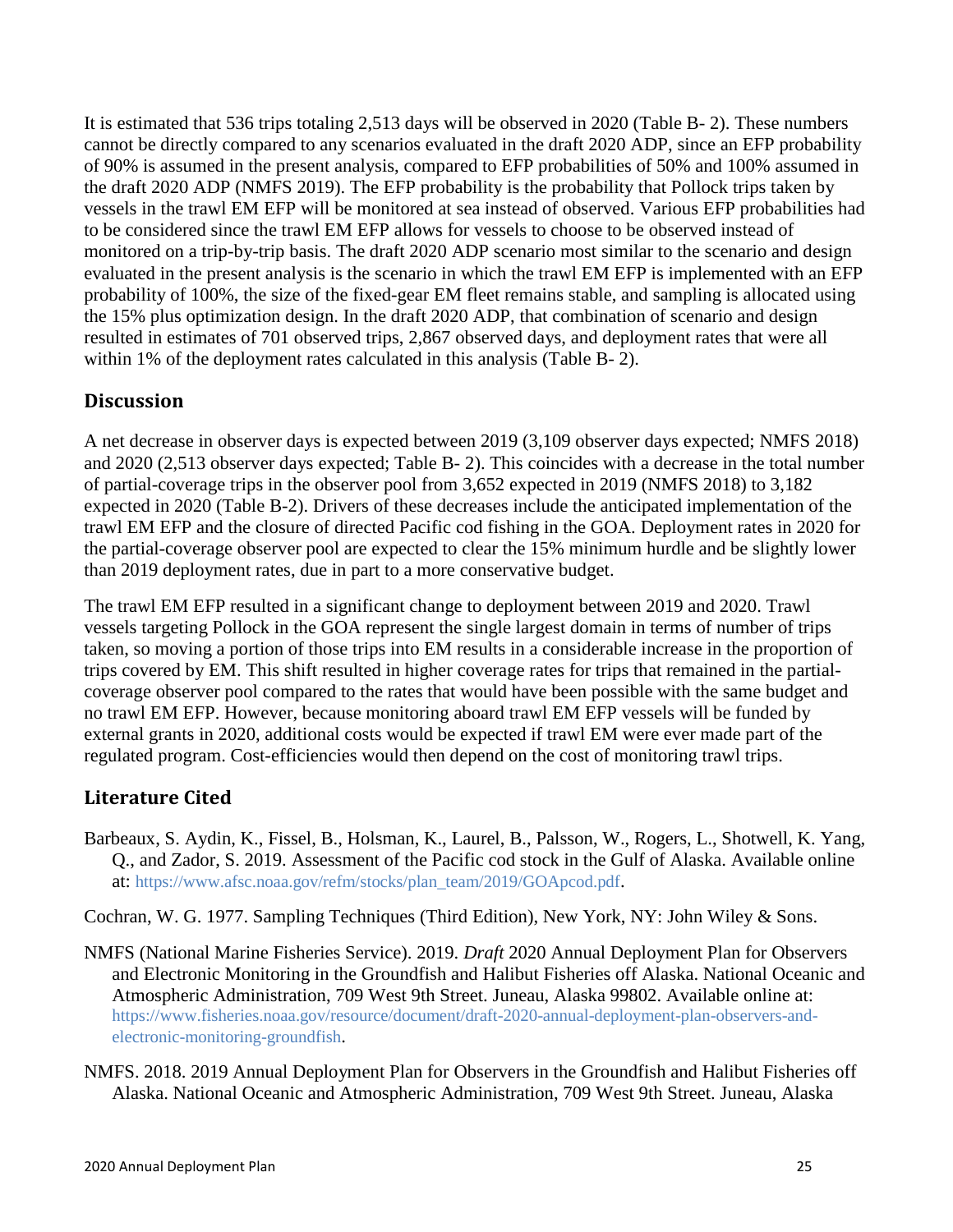It is estimated that 536 trips totaling 2,513 days will be observed in 2020 (Table B- 2). These numbers cannot be directly compared to any scenarios evaluated in the draft 2020 ADP, since an EFP probability of 90% is assumed in the present analysis, compared to EFP probabilities of 50% and 100% assumed in the draft 2020 ADP (NMFS 2019). The EFP probability is the probability that Pollock trips taken by vessels in the trawl EM EFP will be monitored at sea instead of observed. Various EFP probabilities had to be considered since the trawl EM EFP allows for vessels to choose to be observed instead of monitored on a trip-by-trip basis. The draft 2020 ADP scenario most similar to the scenario and design evaluated in the present analysis is the scenario in which the trawl EM EFP is implemented with an EFP probability of 100%, the size of the fixed-gear EM fleet remains stable, and sampling is allocated using the 15% plus optimization design. In the draft 2020 ADP, that combination of scenario and design resulted in estimates of 701 observed trips, 2,867 observed days, and deployment rates that were all within 1% of the deployment rates calculated in this analysis (Table B- 2).

## Discussion

A net decrease in observer days is expected between 2019 (3,109 observer days expected; NMFS 2018) and 2020 (2,513 observer days expected; Table B- 2). This coincides with a decrease in the total number of partial-coverage trips in the observer pool from 3,652 expected in 2019 (NMFS 2018) to 3,182 expected in 2020 (Table B-2). Drivers of these decreases include the anticipated implementation of the trawl EM EFP and the closure of directed Pacific cod fishing in the GOA. Deployment rates in 2020 for the partial-coverage observer pool are expected to clear the 15% minimum hurdle and be slightly lower than 2019 deployment rates, due in part to a more conservative budget.

The trawl EM EFP resulted in a significant change to deployment between 2019 and 2020. Trawl vessels targeting Pollock in the GOA represent the single largest domain in terms of number of trips taken, so moving a portion of those trips into EM results in a considerable increase in the proportion of trips covered by EM. This shift resulted in higher coverage rates for trips that remained in the partial-coverage observer pool compared to the rates that would have been possible with the same budget and no trawl EM EFP. However, because monitoring aboard trawl EM EFP vessels will be funded by external grants in 2020, additional costs would be expected if trawl EM were ever made part of the regulated program. Cost-efficiencies would then depend on the cost of monitoring trawl trips.

## Literature Cited

Barbeaux, S. Aydin, K., Fissel, B., Holsman, K., Laurel, B., Palsson, W., Rogers, L., Shotwell, K. Yang, Q., and Zador, S. 2019. Assessment of the Pacific cod stock in the Gulf of Alaska. Available online at: https://www.afsc.noaa.gov/refm/stocks/plan_team/2019/GOApcod.pdf.

Cochran, W. G. 1977. Sampling Techniques (Third Edition), New York, NY: John Wiley & Sons.

NMFS (National Marine Fisheries Service). 2019. *Draft* 2020 Annual Deployment Plan for Observers and Electronic Monitoring in the Groundfish and Halibut Fisheries off Alaska. National Oceanic and Atmospheric Administration, 709 West 9th Street. Juneau, Alaska 99802. Available online at: https://www.fisheries.noaa.gov/resource/document/draft-2020-annual-deployment-plan-observers-and-electronic-monitoring-groundfish.

NMFS. 2018. 2019 Annual Deployment Plan for Observers in the Groundfish and Halibut Fisheries off Alaska. National Oceanic and Atmospheric Administration, 709 West 9th Street. Juneau, Alaska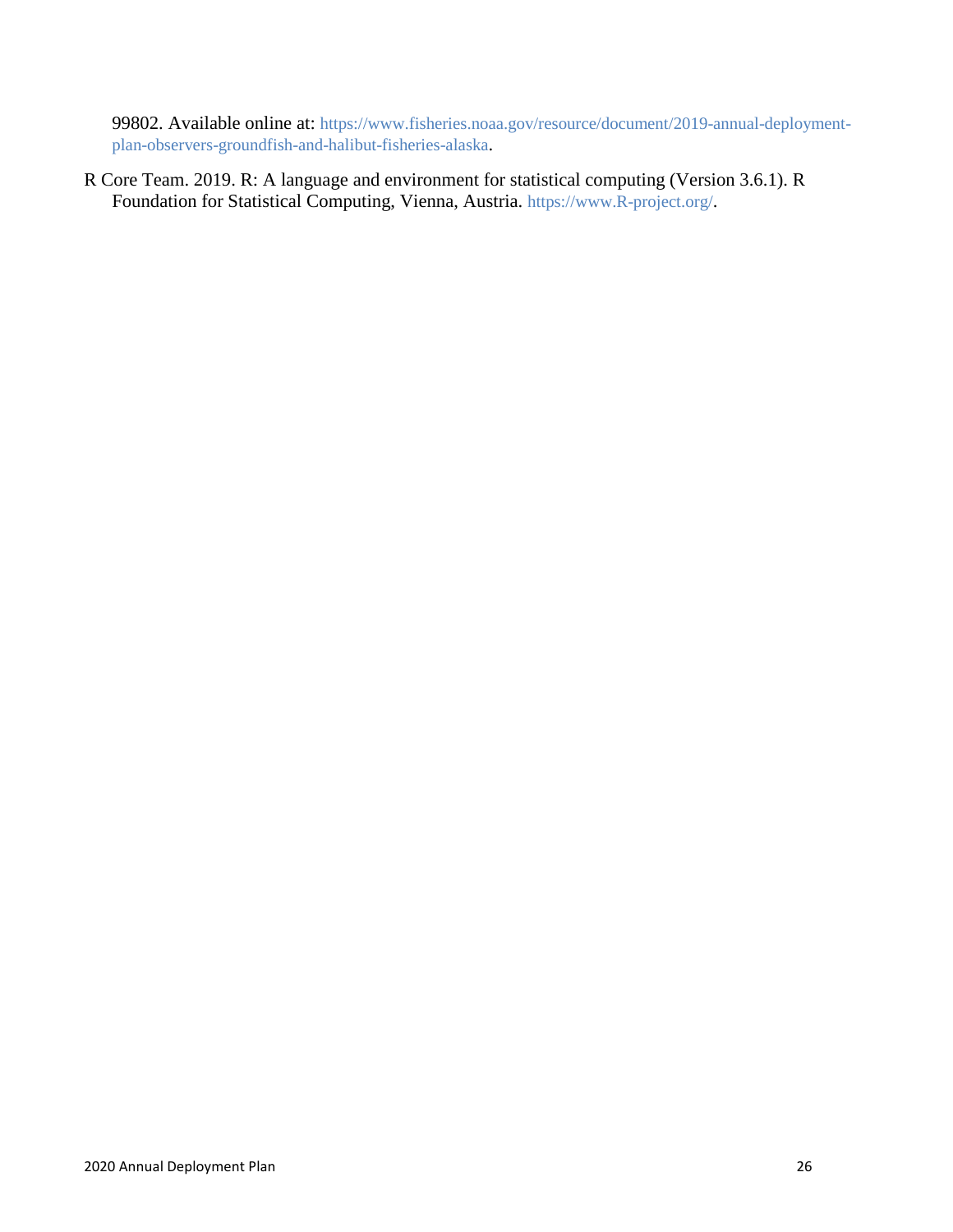99802. Available online at: https://www.fisheries.noaa.gov/resource/document/2019-annual-deployment-plan-observers-groundfish-and-halibut-fisheries-alaska.

R Core Team. 2019. R: A language and environment for statistical computing (Version 3.6.1). R Foundation for Statistical Computing, Vienna, Austria. https://www.R-project.org/.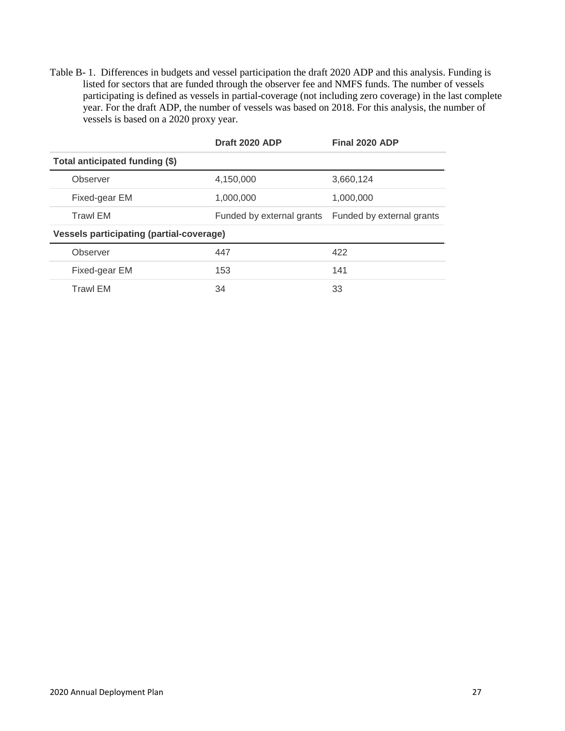Table B- 1. Differences in budgets and vessel participation the draft 2020 ADP and this analysis. Funding is listed for sectors that are funded through the observer fee and NMFS funds. The number of vessels participating is defined as vessels in partial-coverage (not including zero coverage) in the last complete year. For the draft ADP, the number of vessels was based on 2018. For this analysis, the number of vessels is based on a 2020 proxy year.

| | Draft 2020 ADP | Final 2020 ADP |
|---|---|---|
| **Total anticipated funding ($)** | | |
| Observer | 4,150,000 | 3,660,124 |
| Fixed-gear EM | 1,000,000 | 1,000,000 |
| Trawl EM | Funded by external grants | Funded by external grants |
| **Vessels participating (partial-coverage)** | | |
| Observer | 447 | 422 |
| Fixed-gear EM | 153 | 141 |
| Trawl EM | 34 | 33 |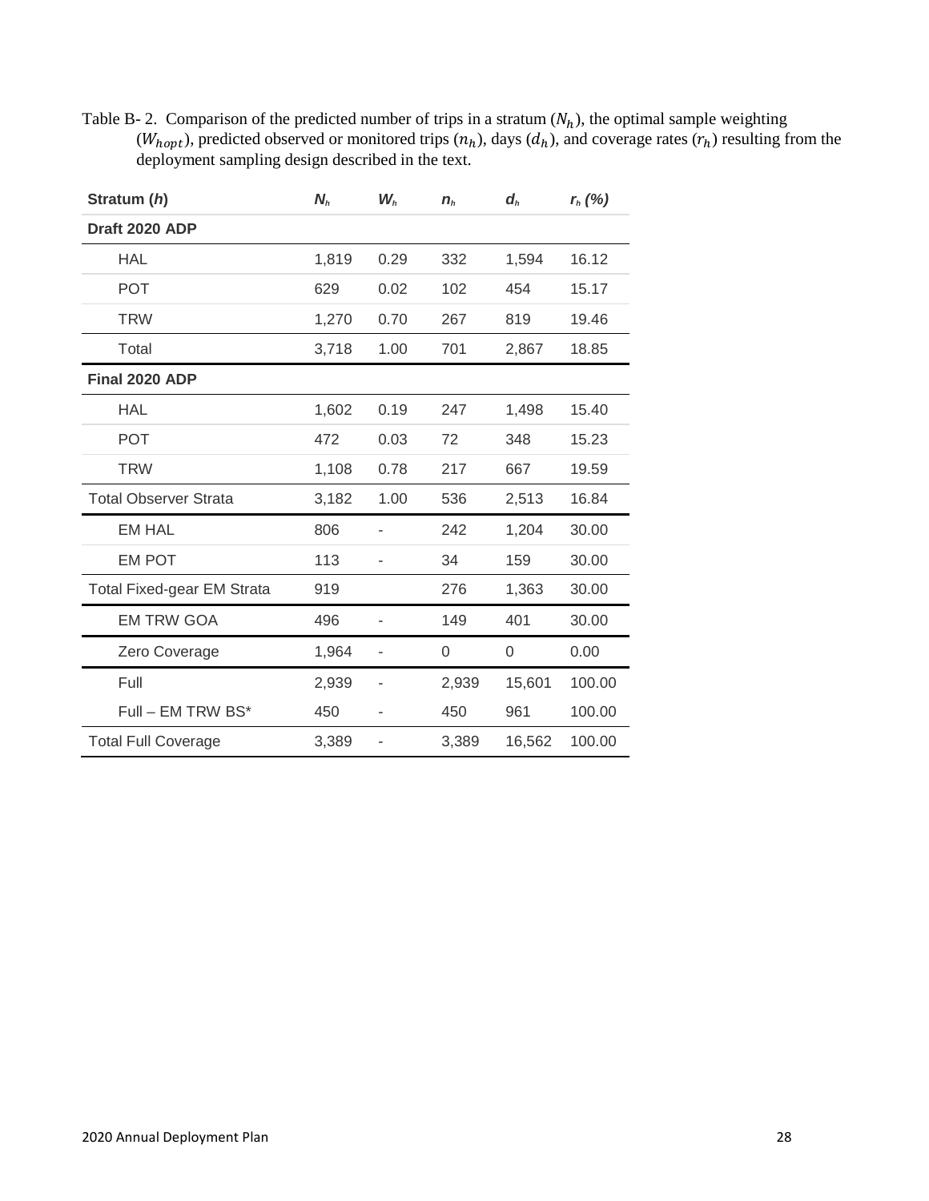Table B- 2. Comparison of the predicted number of trips in a stratum ($N_h$), the optimal sample weighting ($W_{hopt}$), predicted observed or monitored trips ($n_h$), days ($d_h$), and coverage rates ($r_h$) resulting from the deployment sampling design described in the text.

| Stratum (*h*) | $N_h$ | $W_h$ | $n_h$ | $d_h$ | $r_h$ (%) |
|---|---|---|---|---|---|
| **Draft 2020 ADP** | | | | | |
| HAL | 1,819 | 0.29 | 332 | 1,594 | 16.12 |
| POT | 629 | 0.02 | 102 | 454 | 15.17 |
| TRW | 1,270 | 0.70 | 267 | 819 | 19.46 |
| Total | 3,718 | 1.00 | 701 | 2,867 | 18.85 |
| **Final 2020 ADP** | | | | | |
| HAL | 1,602 | 0.19 | 247 | 1,498 | 15.40 |
| POT | 472 | 0.03 | 72 | 348 | 15.23 |
| TRW | 1,108 | 0.78 | 217 | 667 | 19.59 |
| Total Observer Strata | 3,182 | 1.00 | 536 | 2,513 | 16.84 |
| EM HAL | 806 | - | 242 | 1,204 | 30.00 |
| EM POT | 113 | - | 34 | 159 | 30.00 |
| Total Fixed-gear EM Strata | 919 | | 276 | 1,363 | 30.00 |
| EM TRW GOA | 496 | - | 149 | 401 | 30.00 |
| Zero Coverage | 1,964 | - | 0 | 0 | 0.00 |
| Full | 2,939 | - | 2,939 | 15,601 | 100.00 |
| Full – EM TRW BS* | 450 | - | 450 | 961 | 100.00 |
| Total Full Coverage | 3,389 | - | 3,389 | 16,562 | 100.00 |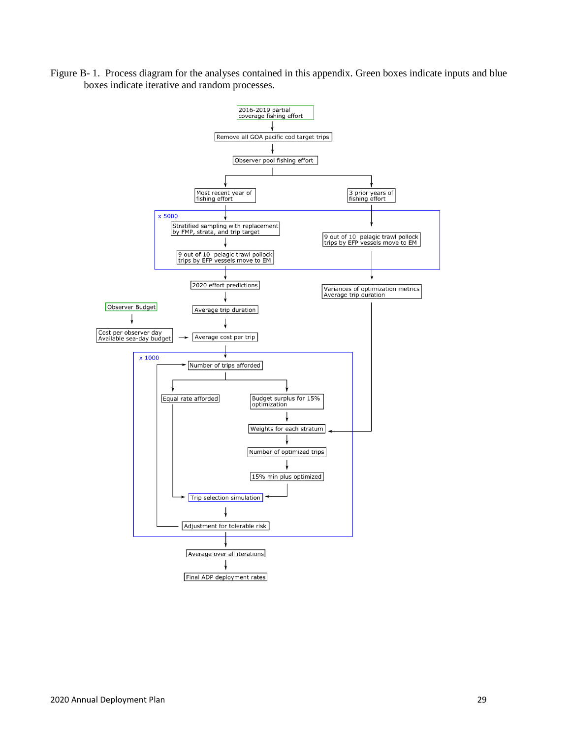Figure B- 1. Process diagram for the analyses contained in this appendix. Green boxes indicate inputs and blue boxes indicate iterative and random processes.

2016-2019 partial coverage fishing effort

Remove all GOA pacific cod target trips

Observer pool fishing effort

Most recent year of fishing effort

3 prior years of fishing effort

x 5000

Stratified sampling with replacement by FMP, strata, and trip target

9 out of 10 pelagic trawl pollock trips by EFP vessels move to EM

9 out of 10 pelagic trawl pollock trips by EFP vessels move to EM

2020 effort predictions

Variances of optimization metrics Average trip duration

Observer Budget

Average trip duration

Cost per observer day Available sea-day budget

Average cost per trip

x 1000

Number of trips afforded

Equal rate afforded

Budget surplus for 15% optimization

Weights for each stratum

Number of optimized trips

15% min plus optimized

Trip selection simulation

Adjustment for tolerable risk

Average over all iterations

Final ADP deployment rates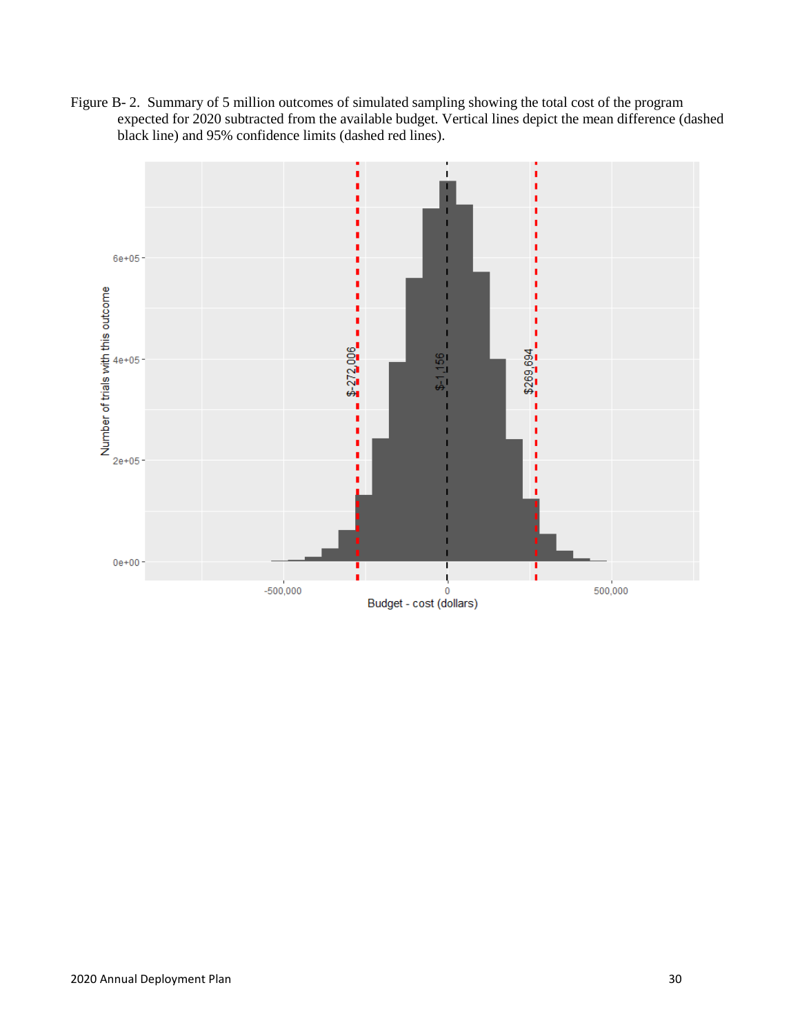Figure B- 2. Summary of 5 million outcomes of simulated sampling showing the total cost of the program expected for 2020 subtracted from the available budget. Vertical lines depict the mean difference (dashed black line) and 95% confidence limits (dashed red lines).

Number of trials with this outcome

6e+05

4e+05

2e+05

0e+00

$-272,006

$-1,156

$269,694

-500,000

0

500,000

Budget - cost (dollars)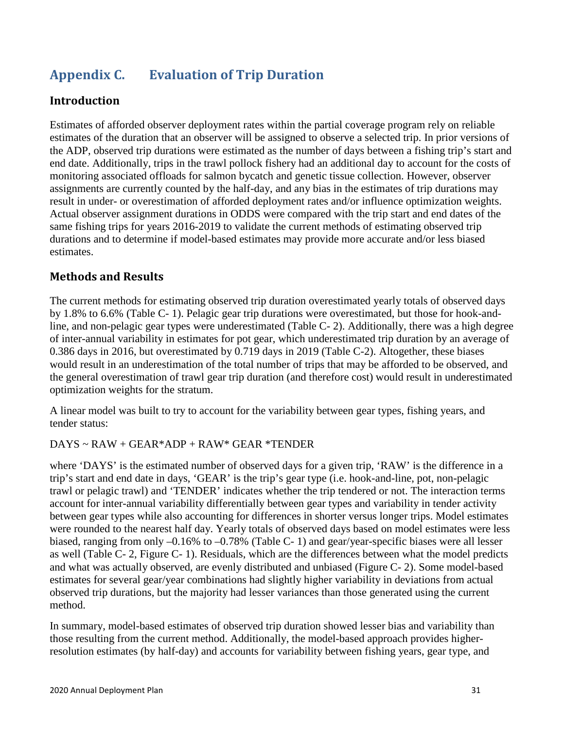# Appendix C. Evaluation of Trip Duration

## Introduction

Estimates of afforded observer deployment rates within the partial coverage program rely on reliable estimates of the duration that an observer will be assigned to observe a selected trip. In prior versions of the ADP, observed trip durations were estimated as the number of days between a fishing trip's start and end date. Additionally, trips in the trawl pollock fishery had an additional day to account for the costs of monitoring associated offloads for salmon bycatch and genetic tissue collection. However, observer assignments are currently counted by the half-day, and any bias in the estimates of trip durations may result in under- or overestimation of afforded deployment rates and/or influence optimization weights. Actual observer assignment durations in ODDS were compared with the trip start and end dates of the same fishing trips for years 2016-2019 to validate the current methods of estimating observed trip durations and to determine if model-based estimates may provide more accurate and/or less biased estimates.

## Methods and Results

The current methods for estimating observed trip duration overestimated yearly totals of observed days by 1.8% to 6.6% (Table C- 1). Pelagic gear trip durations were overestimated, but those for hook-and-line, and non-pelagic gear types were underestimated (Table C- 2). Additionally, there was a high degree of inter-annual variability in estimates for pot gear, which underestimated trip duration by an average of 0.386 days in 2016, but overestimated by 0.719 days in 2019 (Table C-2). Altogether, these biases would result in an underestimation of the total number of trips that may be afforded to be observed, and the general overestimation of trawl gear trip duration (and therefore cost) would result in underestimated optimization weights for the stratum.

A linear model was built to try to account for the variability between gear types, fishing years, and tender status:

DAYS ~ RAW + GEAR*ADP + RAW* GEAR *TENDER

where 'DAYS' is the estimated number of observed days for a given trip, 'RAW' is the difference in a trip's start and end date in days, 'GEAR' is the trip's gear type (i.e. hook-and-line, pot, non-pelagic trawl or pelagic trawl) and 'TENDER' indicates whether the trip tendered or not. The interaction terms account for inter-annual variability differentially between gear types and variability in tender activity between gear types while also accounting for differences in shorter versus longer trips. Model estimates were rounded to the nearest half day. Yearly totals of observed days based on model estimates were less biased, ranging from only –0.16% to –0.78% (Table C- 1) and gear/year-specific biases were all lesser as well (Table C- 2, Figure C- 1). Residuals, which are the differences between what the model predicts and what was actually observed, are evenly distributed and unbiased (Figure C- 2). Some model-based estimates for several gear/year combinations had slightly higher variability in deviations from actual observed trip durations, but the majority had lesser variances than those generated using the current method.

In summary, model-based estimates of observed trip duration showed lesser bias and variability than those resulting from the current method. Additionally, the model-based approach provides higher-resolution estimates (by half-day) and accounts for variability between fishing years, gear type, and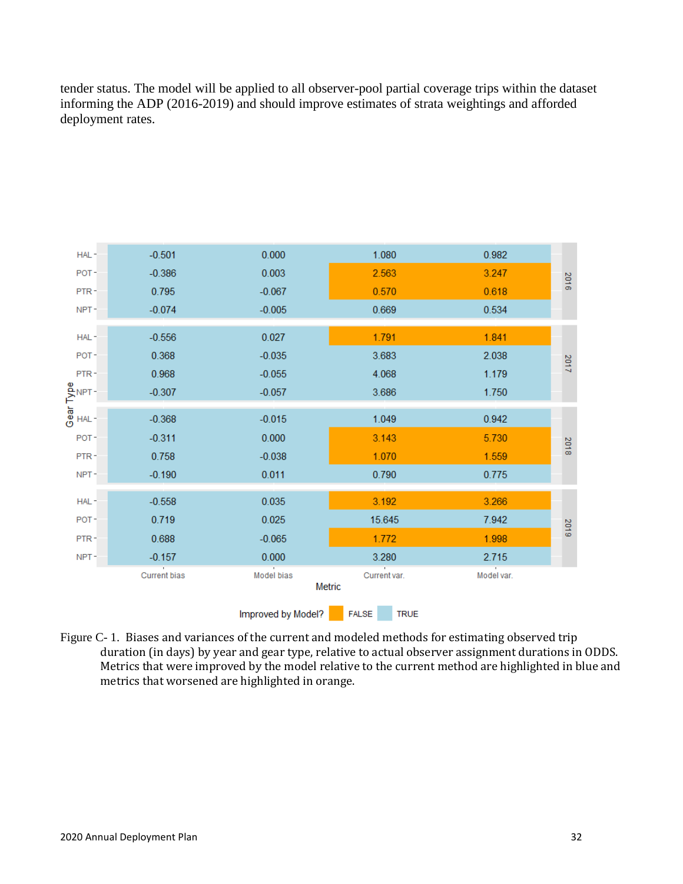tender status. The model will be applied to all observer-pool partial coverage trips within the dataset informing the ADP (2016-2019) and should improve estimates of strata weightings and afforded deployment rates.

HAL
POT
PTR
NPT

Gear Type

2016
-0.501 0.000 1.080 0.982
-0.386 0.003 2.563 3.247
0.795 -0.067 0.570 0.618
-0.074 -0.005 0.669 0.534

2017
-0.556 0.027 1.791 1.841
0.368 -0.035 3.683 2.038
0.968 -0.055 4.068 1.179
-0.307 -0.057 3.686 1.750

2018
-0.368 -0.015 1.049 0.942
-0.311 0.000 3.143 5.730
0.758 -0.038 1.070 1.559
-0.190 0.011 0.790 0.775

2019
-0.558 0.035 3.192 3.266
0.719 0.025 15.645 7.942
0.688 -0.065 1.772 1.998
-0.157 0.000 3.280 2.715

Current bias
Model bias
Current var.
Model var.

Metric

Improved by Model? FALSE TRUE

Figure C- 1. Biases and variances of the current and modeled methods for estimating observed trip duration (in days) by year and gear type, relative to actual observer assignment durations in ODDS. Metrics that were improved by the model relative to the current method are highlighted in blue and metrics that worsened are highlighted in orange.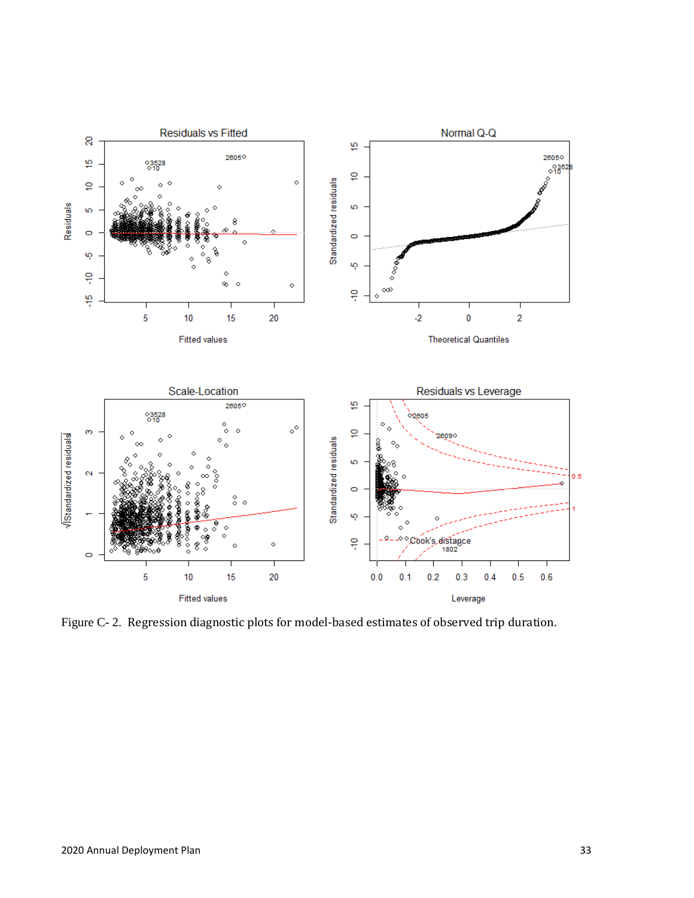Residuals vs Fitted

Residuals

Fitted values

20
15
10
5
0
-5
-10
-15

5 10 15 20

3528
10
2605

Normal Q-Q

Standardized residuals

Theoretical Quantiles

15
10
5
0
-5
-10

-2 0 2

2605
3528
10

Scale-Location

√|Standardized residuals|

Fitted values

0
1
2
3

5 10 15 20

3528
10
2605

Residuals vs Leverage

Standardized residuals

Leverage

15
10
5
0
-5
-10

0.0 0.1 0.2 0.3 0.4 0.5 0.6

2605
2609
1802
Cook's distance
0.5
1

Figure C- 2. Regression diagnostic plots for model-based estimates of observed trip duration.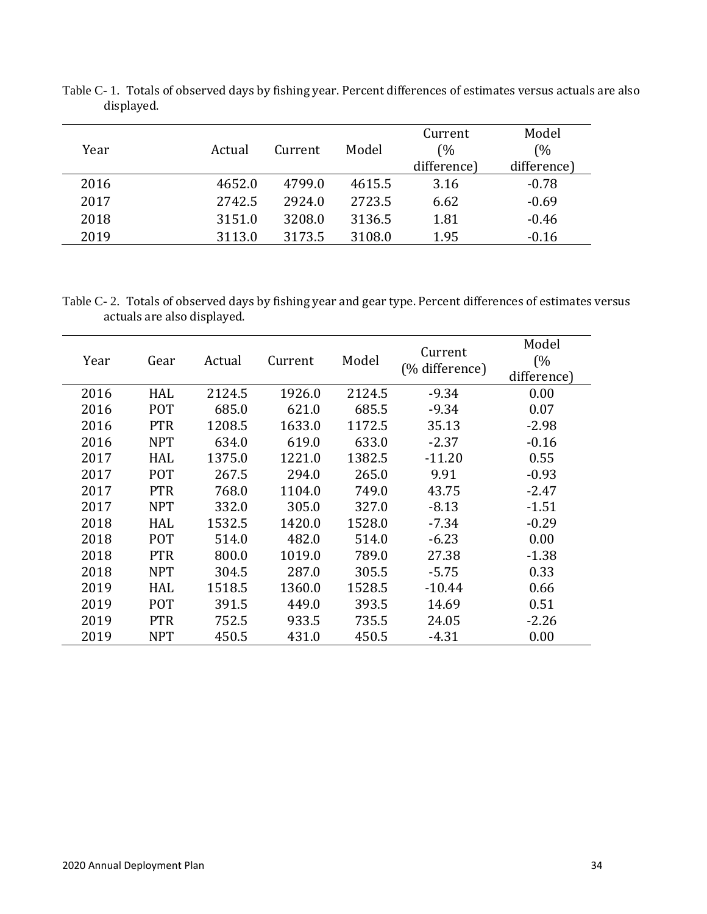Table C- 1. Totals of observed days by fishing year. Percent differences of estimates versus actuals are also displayed.

| Year | Actual | Current | Model | Current (% difference) | Model (% difference) |
|---|---|---|---|---|---|
| 2016 | 4652.0 | 4799.0 | 4615.5 | 3.16 | -0.78 |
| 2017 | 2742.5 | 2924.0 | 2723.5 | 6.62 | -0.69 |
| 2018 | 3151.0 | 3208.0 | 3136.5 | 1.81 | -0.46 |
| 2019 | 3113.0 | 3173.5 | 3108.0 | 1.95 | -0.16 |

Table C- 2. Totals of observed days by fishing year and gear type. Percent differences of estimates versus actuals are also displayed.

| Year | Gear | Actual | Current | Model | Current (% difference) | Model (% difference) |
|---|---|---|---|---|---|---|
| 2016 | HAL | 2124.5 | 1926.0 | 2124.5 | -9.34 | 0.00 |
| 2016 | POT | 685.0 | 621.0 | 685.5 | -9.34 | 0.07 |
| 2016 | PTR | 1208.5 | 1633.0 | 1172.5 | 35.13 | -2.98 |
| 2016 | NPT | 634.0 | 619.0 | 633.0 | -2.37 | -0.16 |
| 2017 | HAL | 1375.0 | 1221.0 | 1382.5 | -11.20 | 0.55 |
| 2017 | POT | 267.5 | 294.0 | 265.0 | 9.91 | -0.93 |
| 2017 | PTR | 768.0 | 1104.0 | 749.0 | 43.75 | -2.47 |
| 2017 | NPT | 332.0 | 305.0 | 327.0 | -8.13 | -1.51 |
| 2018 | HAL | 1532.5 | 1420.0 | 1528.0 | -7.34 | -0.29 |
| 2018 | POT | 514.0 | 482.0 | 514.0 | -6.23 | 0.00 |
| 2018 | PTR | 800.0 | 1019.0 | 789.0 | 27.38 | -1.38 |
| 2018 | NPT | 304.5 | 287.0 | 305.5 | -5.75 | 0.33 |
| 2019 | HAL | 1518.5 | 1360.0 | 1528.5 | -10.44 | 0.66 |
| 2019 | POT | 391.5 | 449.0 | 393.5 | 14.69 | 0.51 |
| 2019 | PTR | 752.5 | 933.5 | 735.5 | 24.05 | -2.26 |
| 2019 | NPT | 450.5 | 431.0 | 450.5 | -4.31 | 0.00 |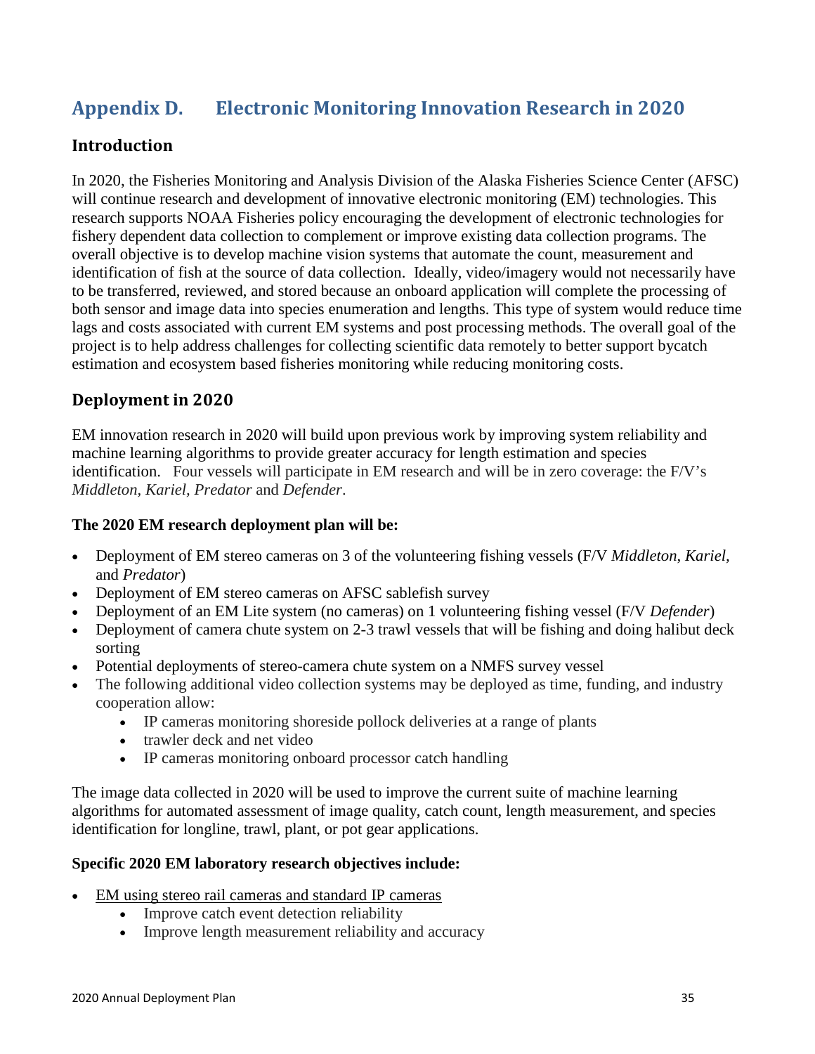# Appendix D. Electronic Monitoring Innovation Research in 2020

## Introduction

In 2020, the Fisheries Monitoring and Analysis Division of the Alaska Fisheries Science Center (AFSC) will continue research and development of innovative electronic monitoring (EM) technologies. This research supports NOAA Fisheries policy encouraging the development of electronic technologies for fishery dependent data collection to complement or improve existing data collection programs. The overall objective is to develop machine vision systems that automate the count, measurement and identification of fish at the source of data collection. Ideally, video/imagery would not necessarily have to be transferred, reviewed, and stored because an onboard application will complete the processing of both sensor and image data into species enumeration and lengths. This type of system would reduce time lags and costs associated with current EM systems and post processing methods. The overall goal of the project is to help address challenges for collecting scientific data remotely to better support bycatch estimation and ecosystem based fisheries monitoring while reducing monitoring costs.

## Deployment in 2020

EM innovation research in 2020 will build upon previous work by improving system reliability and machine learning algorithms to provide greater accuracy for length estimation and species identification. Four vessels will participate in EM research and will be in zero coverage: the F/V's *Middleton, Kariel, Predator* and *Defender*.

**The 2020 EM research deployment plan will be:**

- Deployment of EM stereo cameras on 3 of the volunteering fishing vessels (F/V *Middleton, Kariel,* and *Predator*)
- Deployment of EM stereo cameras on AFSC sablefish survey
- Deployment of an EM Lite system (no cameras) on 1 volunteering fishing vessel (F/V *Defender*)
- Deployment of camera chute system on 2-3 trawl vessels that will be fishing and doing halibut deck sorting
- Potential deployments of stereo-camera chute system on a NMFS survey vessel
- The following additional video collection systems may be deployed as time, funding, and industry cooperation allow:
  - IP cameras monitoring shoreside pollock deliveries at a range of plants
  - trawler deck and net video
  - IP cameras monitoring onboard processor catch handling

The image data collected in 2020 will be used to improve the current suite of machine learning algorithms for automated assessment of image quality, catch count, length measurement, and species identification for longline, trawl, plant, or pot gear applications.

**Specific 2020 EM laboratory research objectives include:**

- <u>EM using stereo rail cameras and standard IP cameras</u>
  - Improve catch event detection reliability
  - Improve length measurement reliability and accuracy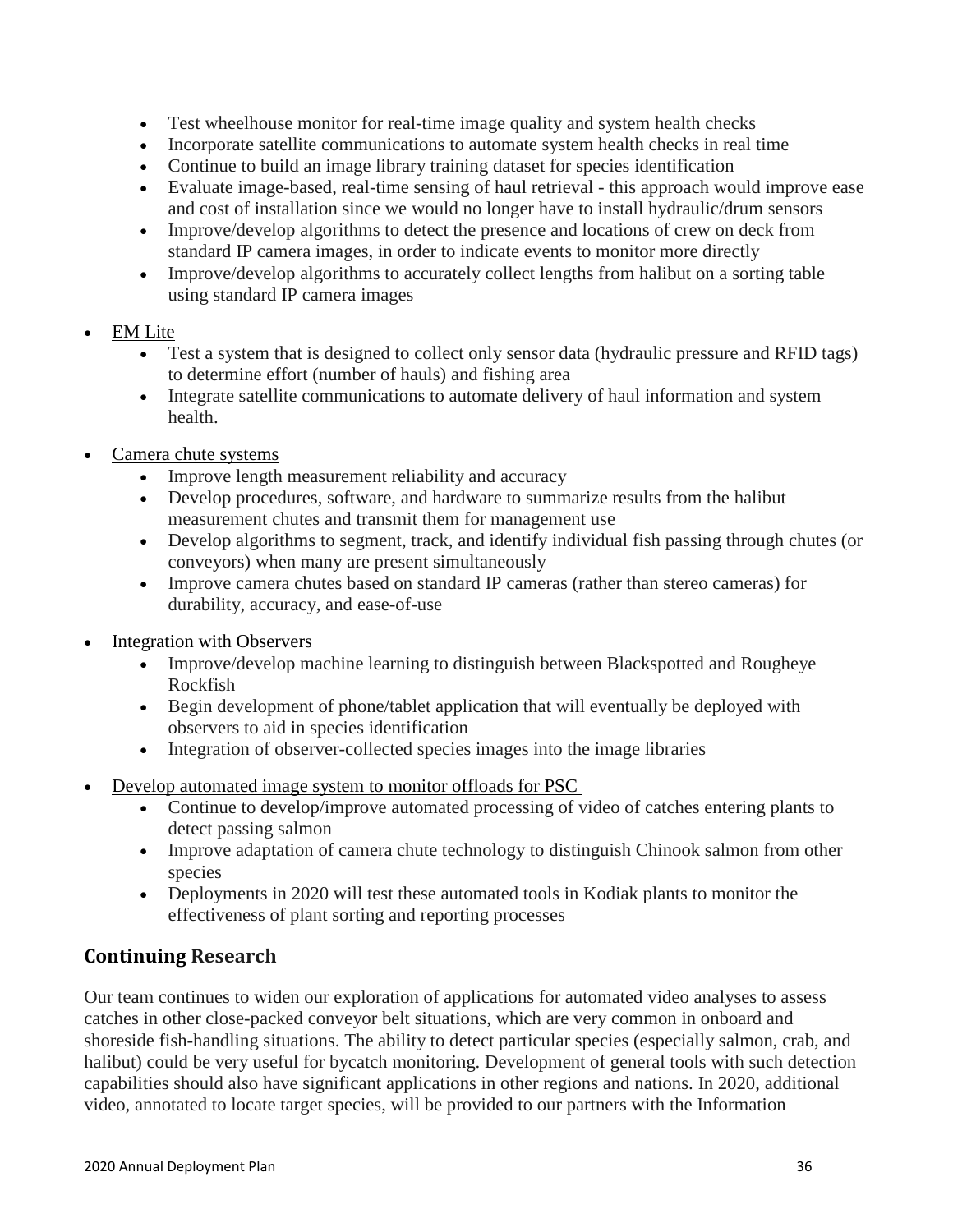- Test wheelhouse monitor for real-time image quality and system health checks
- Incorporate satellite communications to automate system health checks in real time
- Continue to build an image library training dataset for species identification
- Evaluate image-based, real-time sensing of haul retrieval - this approach would improve ease and cost of installation since we would no longer have to install hydraulic/drum sensors
- Improve/develop algorithms to detect the presence and locations of crew on deck from standard IP camera images, in order to indicate events to monitor more directly
- Improve/develop algorithms to accurately collect lengths from halibut on a sorting table using standard IP camera images

- EM Lite
  - Test a system that is designed to collect only sensor data (hydraulic pressure and RFID tags) to determine effort (number of hauls) and fishing area
  - Integrate satellite communications to automate delivery of haul information and system health.

- Camera chute systems
  - Improve length measurement reliability and accuracy
  - Develop procedures, software, and hardware to summarize results from the halibut measurement chutes and transmit them for management use
  - Develop algorithms to segment, track, and identify individual fish passing through chutes (or conveyors) when many are present simultaneously
  - Improve camera chutes based on standard IP cameras (rather than stereo cameras) for durability, accuracy, and ease-of-use

- Integration with Observers
  - Improve/develop machine learning to distinguish between Blackspotted and Rougheye Rockfish
  - Begin development of phone/tablet application that will eventually be deployed with observers to aid in species identification
  - Integration of observer-collected species images into the image libraries

- Develop automated image system to monitor offloads for PSC
  - Continue to develop/improve automated processing of video of catches entering plants to detect passing salmon
  - Improve adaptation of camera chute technology to distinguish Chinook salmon from other species
  - Deployments in 2020 will test these automated tools in Kodiak plants to monitor the effectiveness of plant sorting and reporting processes

## Continuing Research

Our team continues to widen our exploration of applications for automated video analyses to assess catches in other close-packed conveyor belt situations, which are very common in onboard and shoreside fish-handling situations. The ability to detect particular species (especially salmon, crab, and halibut) could be very useful for bycatch monitoring. Development of general tools with such detection capabilities should also have significant applications in other regions and nations. In 2020, additional video, annotated to locate target species, will be provided to our partners with the Information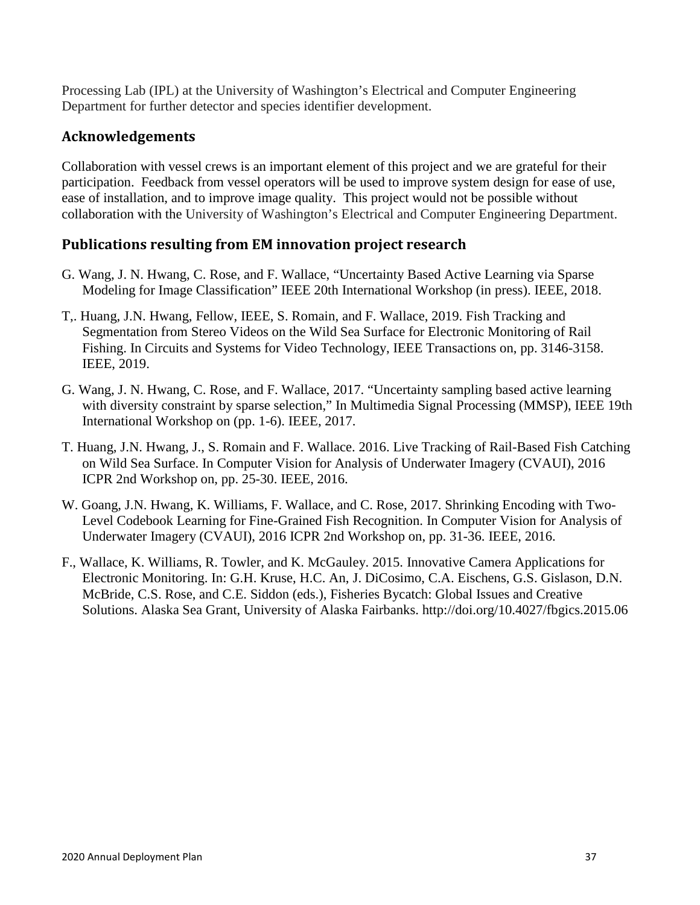Processing Lab (IPL) at the University of Washington's Electrical and Computer Engineering Department for further detector and species identifier development.

## Acknowledgements

Collaboration with vessel crews is an important element of this project and we are grateful for their participation. Feedback from vessel operators will be used to improve system design for ease of use, ease of installation, and to improve image quality. This project would not be possible without collaboration with the University of Washington's Electrical and Computer Engineering Department.

## Publications resulting from EM innovation project research

G. Wang, J. N. Hwang, C. Rose, and F. Wallace, "Uncertainty Based Active Learning via Sparse Modeling for Image Classification" IEEE 20th International Workshop (in press). IEEE, 2018.

T,. Huang, J.N. Hwang, Fellow, IEEE, S. Romain, and F. Wallace, 2019. Fish Tracking and Segmentation from Stereo Videos on the Wild Sea Surface for Electronic Monitoring of Rail Fishing. In Circuits and Systems for Video Technology, IEEE Transactions on, pp. 3146-3158. IEEE, 2019.

G. Wang, J. N. Hwang, C. Rose, and F. Wallace, 2017. "Uncertainty sampling based active learning with diversity constraint by sparse selection," In Multimedia Signal Processing (MMSP), IEEE 19th International Workshop on (pp. 1-6). IEEE, 2017.

T. Huang, J.N. Hwang, J., S. Romain and F. Wallace. 2016. Live Tracking of Rail-Based Fish Catching on Wild Sea Surface. In Computer Vision for Analysis of Underwater Imagery (CVAUI), 2016 ICPR 2nd Workshop on, pp. 25-30. IEEE, 2016.

W. Goang, J.N. Hwang, K. Williams, F. Wallace, and C. Rose, 2017. Shrinking Encoding with Two-Level Codebook Learning for Fine-Grained Fish Recognition. In Computer Vision for Analysis of Underwater Imagery (CVAUI), 2016 ICPR 2nd Workshop on, pp. 31-36. IEEE, 2016.

F., Wallace, K. Williams, R. Towler, and K. McGauley. 2015. Innovative Camera Applications for Electronic Monitoring. In: G.H. Kruse, H.C. An, J. DiCosimo, C.A. Eischens, G.S. Gislason, D.N. McBride, C.S. Rose, and C.E. Siddon (eds.), Fisheries Bycatch: Global Issues and Creative Solutions. Alaska Sea Grant, University of Alaska Fairbanks. http://doi.org/10.4027/fbgics.2015.06